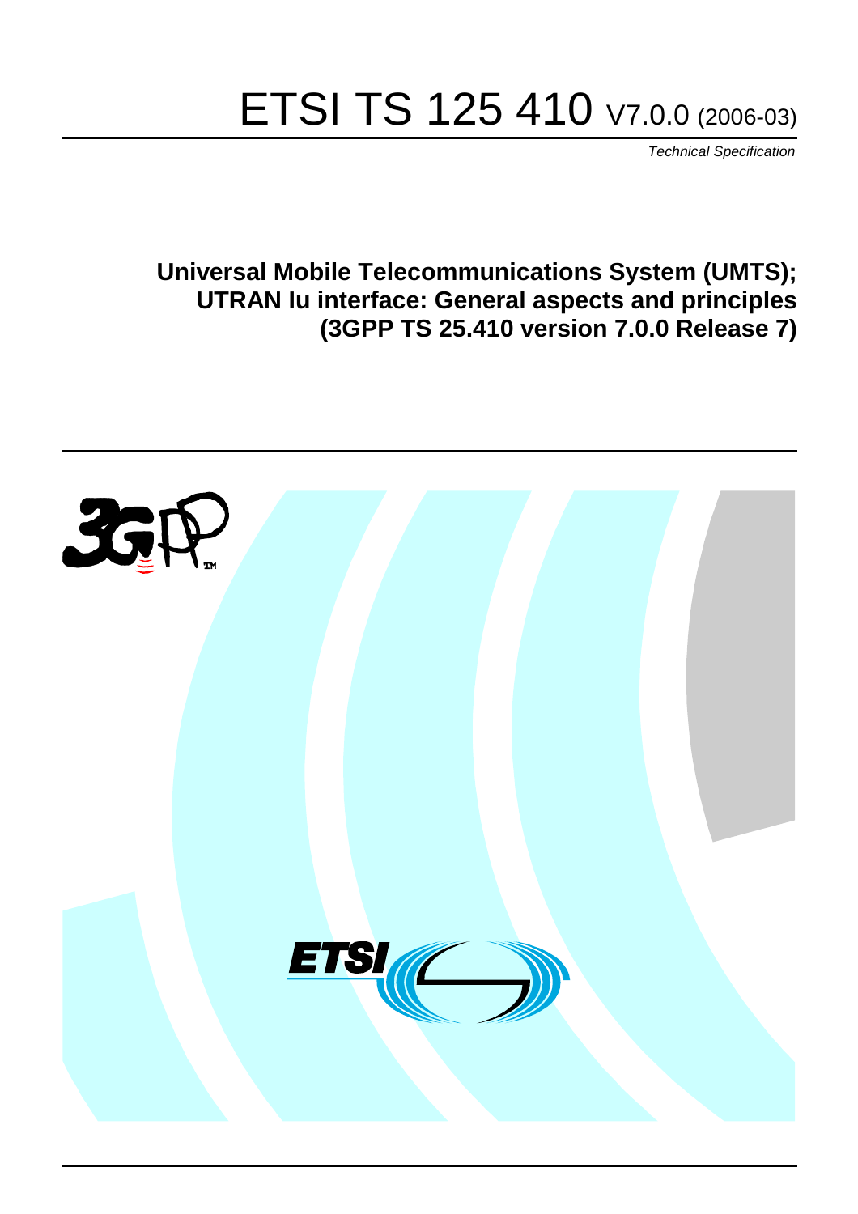# ETSI TS 125 410 V7.0.0 (2006-03)

*Technical Specification*

**Universal Mobile Telecommunications System (UMTS); UTRAN Iu interface: General aspects and principles (3GPP TS 25.410 version 7.0.0 Release 7)**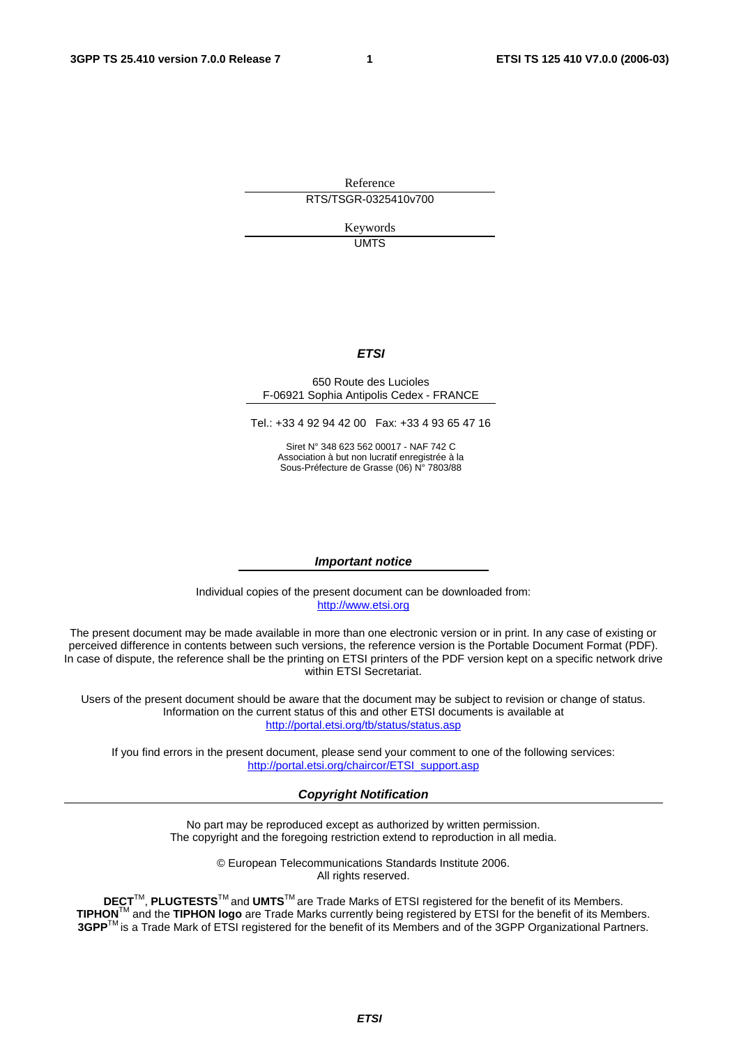Reference

RTS/TSGR-0325410v700

Keywords

UMTS

***ETSI***

650 Route des Lucioles
F-06921 Sophia Antipolis Cedex - FRANCE

Tel.: +33 4 92 94 42 00 Fax: +33 4 93 65 47 16

Siret N° 348 623 562 00017 - NAF 742 C
Association à but non lucratif enregistrée à la
Sous-Préfecture de Grasse (06) N° 7803/88

***Important notice***

Individual copies of the present document can be downloaded from:
http://www.etsi.org

The present document may be made available in more than one electronic version or in print. In any case of existing or perceived difference in contents between such versions, the reference version is the Portable Document Format (PDF). In case of dispute, the reference shall be the printing on ETSI printers of the PDF version kept on a specific network drive within ETSI Secretariat.

Users of the present document should be aware that the document may be subject to revision or change of status. Information on the current status of this and other ETSI documents is available at
http://portal.etsi.org/tb/status/status.asp

If you find errors in the present document, please send your comment to one of the following services:
http://portal.etsi.org/chaircor/ETSI_support.asp

***Copyright Notification***

No part may be reproduced except as authorized by written permission.
The copyright and the foregoing restriction extend to reproduction in all media.

© European Telecommunications Standards Institute 2006.
All rights reserved.

**DECT**™, **PLUGTESTS**™ and **UMTS**™ are Trade Marks of ETSI registered for the benefit of its Members.
**TIPHON**™ and the **TIPHON logo** are Trade Marks currently being registered by ETSI for the benefit of its Members.
**3GPP**™ is a Trade Mark of ETSI registered for the benefit of its Members and of the 3GPP Organizational Partners.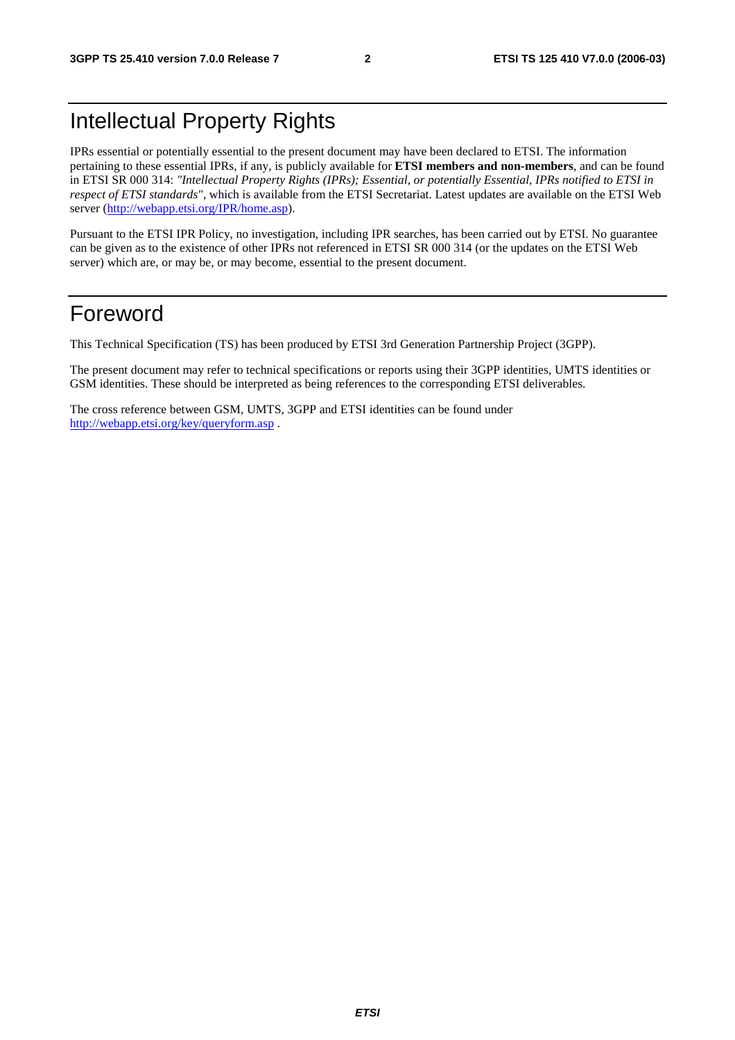# Intellectual Property Rights

IPRs essential or potentially essential to the present document may have been declared to ETSI. The information pertaining to these essential IPRs, if any, is publicly available for **ETSI members and non-members**, and can be found in ETSI SR 000 314: *"Intellectual Property Rights (IPRs); Essential, or potentially Essential, IPRs notified to ETSI in respect of ETSI standards"*, which is available from the ETSI Secretariat. Latest updates are available on the ETSI Web server (http://webapp.etsi.org/IPR/home.asp).

Pursuant to the ETSI IPR Policy, no investigation, including IPR searches, has been carried out by ETSI. No guarantee can be given as to the existence of other IPRs not referenced in ETSI SR 000 314 (or the updates on the ETSI Web server) which are, or may be, or may become, essential to the present document.

# Foreword

This Technical Specification (TS) has been produced by ETSI 3rd Generation Partnership Project (3GPP).

The present document may refer to technical specifications or reports using their 3GPP identities, UMTS identities or GSM identities. These should be interpreted as being references to the corresponding ETSI deliverables.

The cross reference between GSM, UMTS, 3GPP and ETSI identities can be found under http://webapp.etsi.org/key/queryform.asp .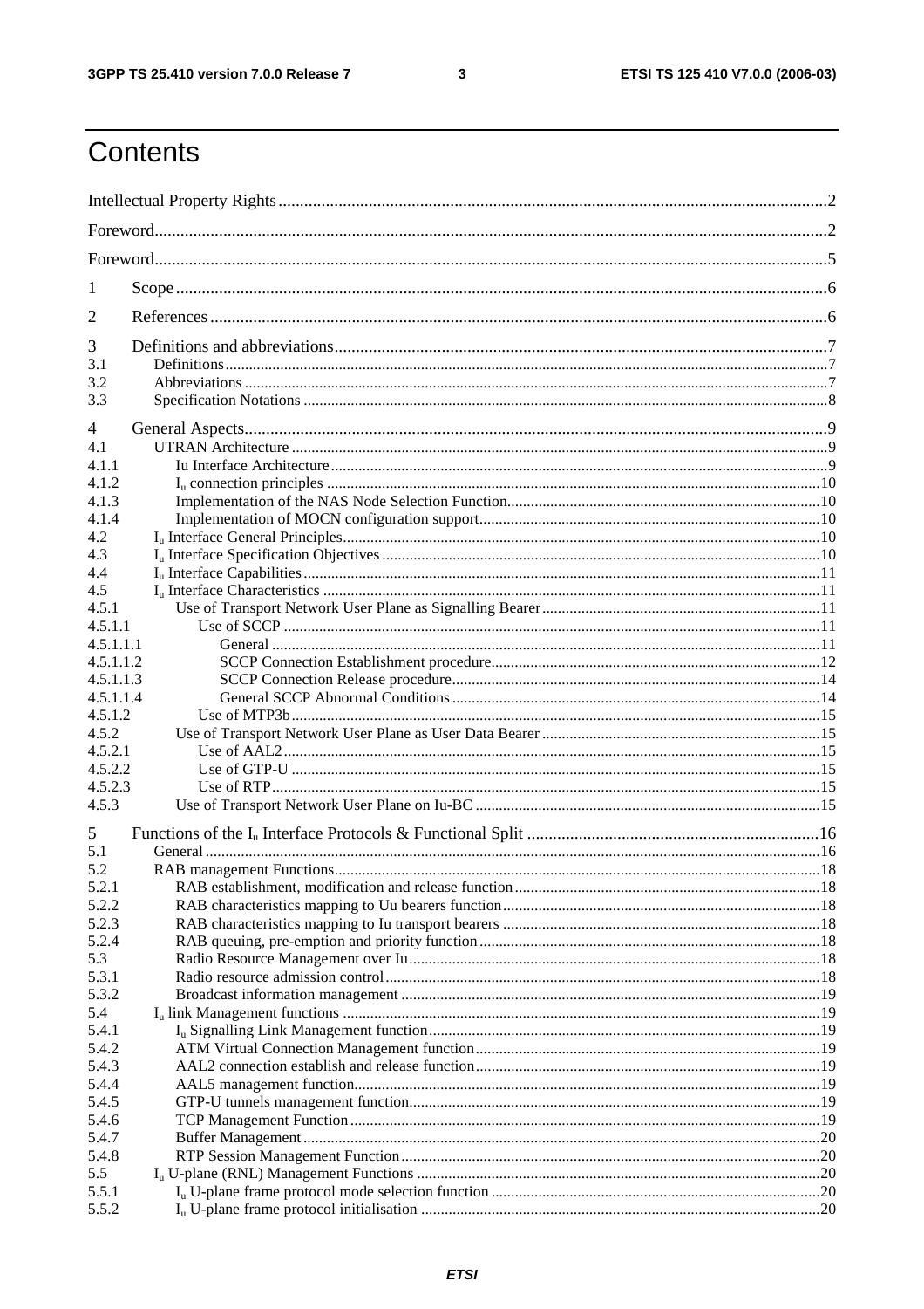# Contents

Intellectual Property Rights ..... 2

Foreword ..... 2

Foreword ..... 5

1 Scope ..... 6

2 References ..... 6

3 Definitions and abbreviations ..... 7
3.1 Definitions ..... 7
3.2 Abbreviations ..... 7
3.3 Specification Notations ..... 8

4 General Aspects ..... 9
4.1 UTRAN Architecture ..... 9
4.1.1 Iu Interface Architecture ..... 9
4.1.2 $I_u$ connection principles ..... 10
4.1.3 Implementation of the NAS Node Selection Function ..... 10
4.1.4 Implementation of MOCN configuration support ..... 10
4.2 $I_u$ Interface General Principles ..... 10
4.3 $I_u$ Interface Specification Objectives ..... 10
4.4 $I_u$ Interface Capabilities ..... 11
4.5 $I_u$ Interface Characteristics ..... 11
4.5.1 Use of Transport Network User Plane as Signalling Bearer ..... 11
4.5.1.1 Use of SCCP ..... 11
4.5.1.1.1 General ..... 11
4.5.1.1.2 SCCP Connection Establishment procedure ..... 12
4.5.1.1.3 SCCP Connection Release procedure ..... 14
4.5.1.1.4 General SCCP Abnormal Conditions ..... 14
4.5.1.2 Use of MTP3b ..... 15
4.5.2 Use of Transport Network User Plane as User Data Bearer ..... 15
4.5.2.1 Use of AAL2 ..... 15
4.5.2.2 Use of GTP-U ..... 15
4.5.2.3 Use of RTP ..... 15
4.5.3 Use of Transport Network User Plane on Iu-BC ..... 15

5 Functions of the $I_u$ Interface Protocols & Functional Split ..... 16
5.1 General ..... 16
5.2 RAB management Functions ..... 18
5.2.1 RAB establishment, modification and release function ..... 18
5.2.2 RAB characteristics mapping to Uu bearers function ..... 18
5.2.3 RAB characteristics mapping to Iu transport bearers ..... 18
5.2.4 RAB queuing, pre-emption and priority function ..... 18
5.3 Radio Resource Management over Iu ..... 18
5.3.1 Radio resource admission control ..... 18
5.3.2 Broadcast information management ..... 19
5.4 $I_u$ link Management functions ..... 19
5.4.1 $I_u$ Signalling Link Management function ..... 19
5.4.2 ATM Virtual Connection Management function ..... 19
5.4.3 AAL2 connection establish and release function ..... 19
5.4.4 AAL5 management function ..... 19
5.4.5 GTP-U tunnels management function ..... 19
5.4.6 TCP Management Function ..... 19
5.4.7 Buffer Management ..... 20
5.4.8 RTP Session Management Function ..... 20
5.5 $I_u$ U-plane (RNL) Management Functions ..... 20
5.5.1 $I_u$ U-plane frame protocol mode selection function ..... 20
5.5.2 $I_u$ U-plane frame protocol initialisation ..... 20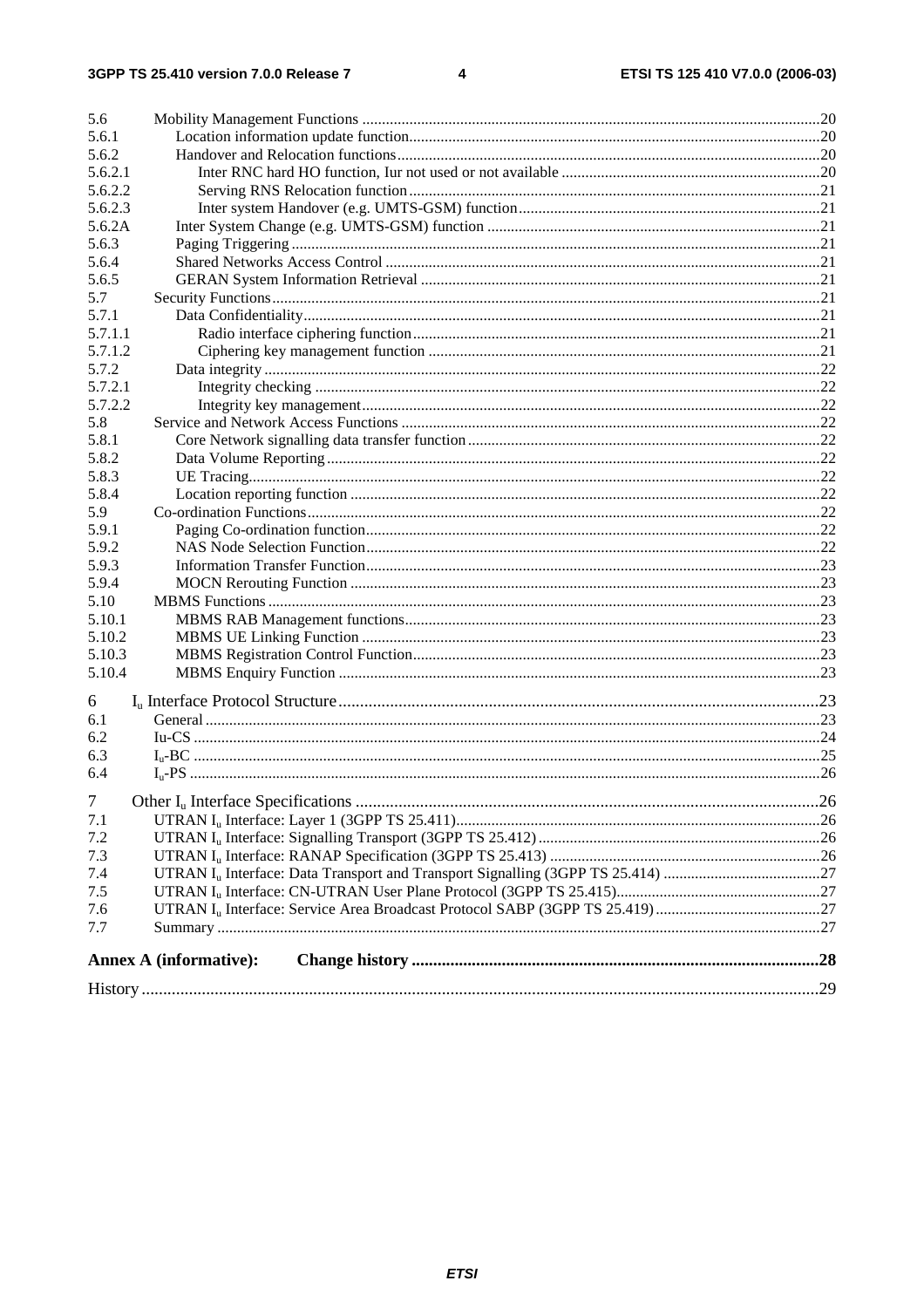5.6 Mobility Management Functions ....20
5.6.1 Location information update function....20
5.6.2 Handover and Relocation functions....20
5.6.2.1 Inter RNC hard HO function, Iur not used or not available ....20
5.6.2.2 Serving RNS Relocation function....21
5.6.2.3 Inter system Handover (e.g. UMTS-GSM) function....21
5.6.2A Inter System Change (e.g. UMTS-GSM) function ....21
5.6.3 Paging Triggering....21
5.6.4 Shared Networks Access Control ....21
5.6.5 GERAN System Information Retrieval ....21
5.7 Security Functions....21
5.7.1 Data Confidentiality....21
5.7.1.1 Radio interface ciphering function....21
5.7.1.2 Ciphering key management function ....21
5.7.2 Data integrity....22
5.7.2.1 Integrity checking ....22
5.7.2.2 Integrity key management....22
5.8 Service and Network Access Functions ....22
5.8.1 Core Network signalling data transfer function....22
5.8.2 Data Volume Reporting....22
5.8.3 UE Tracing....22
5.8.4 Location reporting function ....22
5.9 Co-ordination Functions....22
5.9.1 Paging Co-ordination function....22
5.9.2 NAS Node Selection Function....22
5.9.3 Information Transfer Function....23
5.9.4 MOCN Rerouting Function ....23
5.10 MBMS Functions....23
5.10.1 MBMS RAB Management functions....23
5.10.2 MBMS UE Linking Function ....23
5.10.3 MBMS Registration Control Function....23
5.10.4 MBMS Enquiry Function ....23

6 $I_u$ Interface Protocol Structure....23
6.1 General....23
6.2 Iu-CS....24
6.3 $I_u$-BC ....25
6.4 $I_u$-PS ....26

7 Other $I_u$ Interface Specifications ....26
7.1 UTRAN $I_u$ Interface: Layer 1 (3GPP TS 25.411)....26
7.2 UTRAN $I_u$ Interface: Signalling Transport (3GPP TS 25.412)....26
7.3 UTRAN $I_u$ Interface: RANAP Specification (3GPP TS 25.413) ....26
7.4 UTRAN $I_u$ Interface: Data Transport and Transport Signalling (3GPP TS 25.414) ....27
7.5 UTRAN $I_u$ Interface: CN-UTRAN User Plane Protocol (3GPP TS 25.415)....27
7.6 UTRAN $I_u$ Interface: Service Area Broadcast Protocol SABP (3GPP TS 25.419)....27
7.7 Summary....27

**Annex A (informative): Change history ....28**

History....29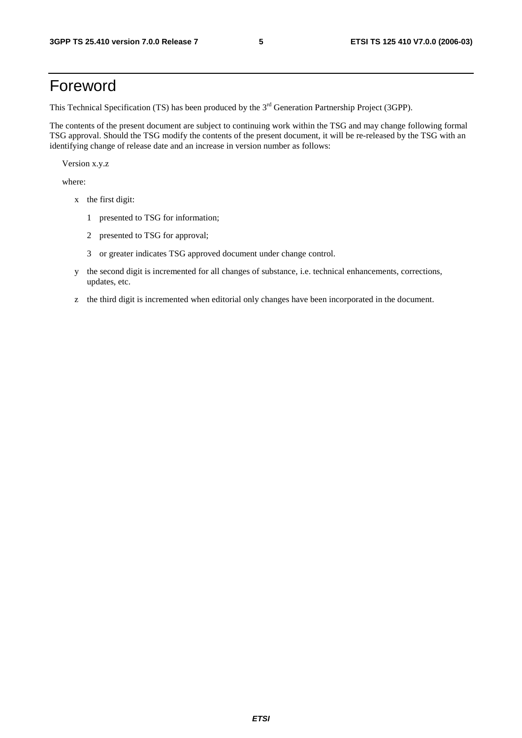# Foreword

This Technical Specification (TS) has been produced by the 3rd Generation Partnership Project (3GPP).

The contents of the present document are subject to continuing work within the TSG and may change following formal TSG approval. Should the TSG modify the contents of the present document, it will be re-released by the TSG with an identifying change of release date and an increase in version number as follows:

Version x.y.z

where:

- x the first digit:
  - 1 presented to TSG for information;
  - 2 presented to TSG for approval;
  - 3 or greater indicates TSG approved document under change control.
- y the second digit is incremented for all changes of substance, i.e. technical enhancements, corrections, updates, etc.
- z the third digit is incremented when editorial only changes have been incorporated in the document.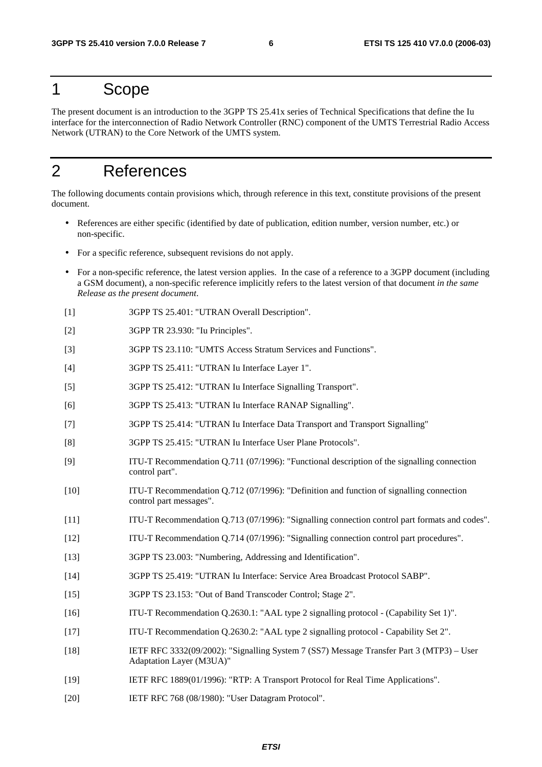# 1 Scope

The present document is an introduction to the 3GPP TS 25.41x series of Technical Specifications that define the Iu interface for the interconnection of Radio Network Controller (RNC) component of the UMTS Terrestrial Radio Access Network (UTRAN) to the Core Network of the UMTS system.

# 2 References

The following documents contain provisions which, through reference in this text, constitute provisions of the present document.

- References are either specific (identified by date of publication, edition number, version number, etc.) or non-specific.
- For a specific reference, subsequent revisions do not apply.
- For a non-specific reference, the latest version applies. In the case of a reference to a 3GPP document (including a GSM document), a non-specific reference implicitly refers to the latest version of that document *in the same Release as the present document*.

[1] 3GPP TS 25.401: "UTRAN Overall Description".

[2] 3GPP TR 23.930: "Iu Principles".

[3] 3GPP TS 23.110: "UMTS Access Stratum Services and Functions".

[4] 3GPP TS 25.411: "UTRAN Iu Interface Layer 1".

[5] 3GPP TS 25.412: "UTRAN Iu Interface Signalling Transport".

[6] 3GPP TS 25.413: "UTRAN Iu Interface RANAP Signalling".

[7] 3GPP TS 25.414: "UTRAN Iu Interface Data Transport and Transport Signalling"

[8] 3GPP TS 25.415: "UTRAN Iu Interface User Plane Protocols".

[9] ITU-T Recommendation Q.711 (07/1996): "Functional description of the signalling connection control part".

[10] ITU-T Recommendation Q.712 (07/1996): "Definition and function of signalling connection control part messages".

[11] ITU-T Recommendation Q.713 (07/1996): "Signalling connection control part formats and codes".

[12] ITU-T Recommendation Q.714 (07/1996): "Signalling connection control part procedures".

[13] 3GPP TS 23.003: "Numbering, Addressing and Identification".

[14] 3GPP TS 25.419: "UTRAN Iu Interface: Service Area Broadcast Protocol SABP".

[15] 3GPP TS 23.153: "Out of Band Transcoder Control; Stage 2".

[16] ITU-T Recommendation Q.2630.1: "AAL type 2 signalling protocol - (Capability Set 1)".

[17] ITU-T Recommendation Q.2630.2: "AAL type 2 signalling protocol - Capability Set 2".

[18] IETF RFC 3332(09/2002): "Signalling System 7 (SS7) Message Transfer Part 3 (MTP3) – User Adaptation Layer (M3UA)"

[19] IETF RFC 1889(01/1996): "RTP: A Transport Protocol for Real Time Applications".

[20] IETF RFC 768 (08/1980): "User Datagram Protocol".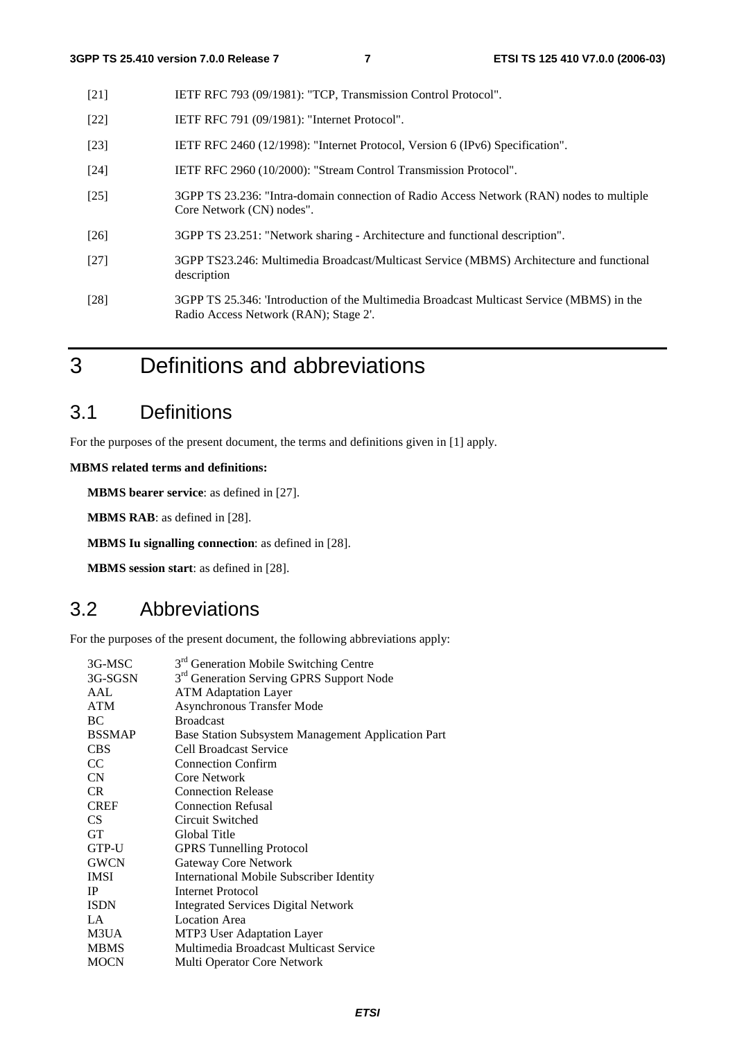[21] IETF RFC 793 (09/1981): "TCP, Transmission Control Protocol".

[22] IETF RFC 791 (09/1981): "Internet Protocol".

[23] IETF RFC 2460 (12/1998): "Internet Protocol, Version 6 (IPv6) Specification".

[24] IETF RFC 2960 (10/2000): "Stream Control Transmission Protocol".

[25] 3GPP TS 23.236: "Intra-domain connection of Radio Access Network (RAN) nodes to multiple Core Network (CN) nodes".

[26] 3GPP TS 23.251: "Network sharing - Architecture and functional description".

[27] 3GPP TS23.246: Multimedia Broadcast/Multicast Service (MBMS) Architecture and functional description

[28] 3GPP TS 25.346: 'Introduction of the Multimedia Broadcast Multicast Service (MBMS) in the Radio Access Network (RAN); Stage 2'.

# 3 Definitions and abbreviations

## 3.1 Definitions

For the purposes of the present document, the terms and definitions given in [1] apply.

**MBMS related terms and definitions:**

**MBMS bearer service**: as defined in [27].

**MBMS RAB**: as defined in [28].

**MBMS Iu signalling connection**: as defined in [28].

**MBMS session start**: as defined in [28].

## 3.2 Abbreviations

For the purposes of the present document, the following abbreviations apply:

| | |
|---|---|
| 3G-MSC | 3rd Generation Mobile Switching Centre |
| 3G-SGSN | 3rd Generation Serving GPRS Support Node |
| AAL | ATM Adaptation Layer |
| ATM | Asynchronous Transfer Mode |
| BC | Broadcast |
| BSSMAP | Base Station Subsystem Management Application Part |
| CBS | Cell Broadcast Service |
| CC | Connection Confirm |
| CN | Core Network |
| CR | Connection Release |
| CREF | Connection Refusal |
| CS | Circuit Switched |
| GT | Global Title |
| GTP-U | GPRS Tunnelling Protocol |
| GWCN | Gateway Core Network |
| IMSI | International Mobile Subscriber Identity |
| IP | Internet Protocol |
| ISDN | Integrated Services Digital Network |
| LA | Location Area |
| M3UA | MTP3 User Adaptation Layer |
| MBMS | Multimedia Broadcast Multicast Service |
| MOCN | Multi Operator Core Network |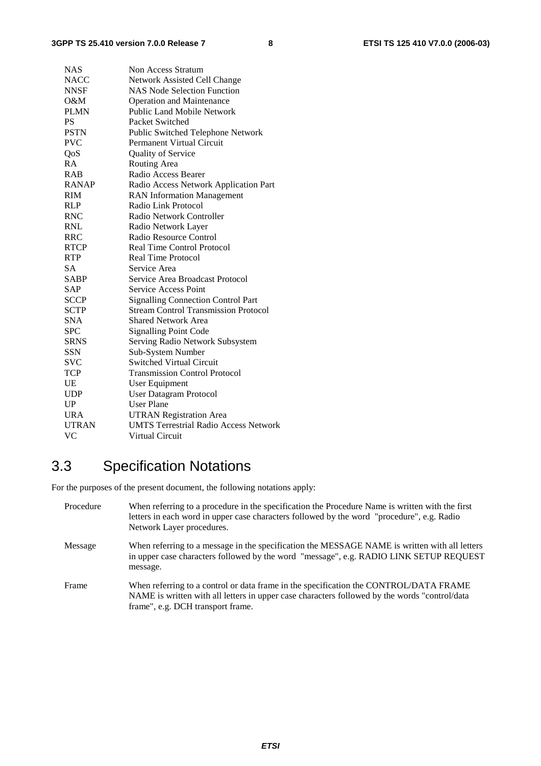| | |
|---|---|
| NAS | Non Access Stratum |
| NACC | Network Assisted Cell Change |
| NNSF | NAS Node Selection Function |
| O&M | Operation and Maintenance |
| PLMN | Public Land Mobile Network |
| PS | Packet Switched |
| PSTN | Public Switched Telephone Network |
| PVC | Permanent Virtual Circuit |
| QoS | Quality of Service |
| RA | Routing Area |
| RAB | Radio Access Bearer |
| RANAP | Radio Access Network Application Part |
| RIM | RAN Information Management |
| RLP | Radio Link Protocol |
| RNC | Radio Network Controller |
| RNL | Radio Network Layer |
| RRC | Radio Resource Control |
| RTCP | Real Time Control Protocol |
| RTP | Real Time Protocol |
| SA | Service Area |
| SABP | Service Area Broadcast Protocol |
| SAP | Service Access Point |
| SCCP | Signalling Connection Control Part |
| SCTP | Stream Control Transmission Protocol |
| SNA | Shared Network Area |
| SPC | Signalling Point Code |
| SRNS | Serving Radio Network Subsystem |
| SSN | Sub-System Number |
| SVC | Switched Virtual Circuit |
| TCP | Transmission Control Protocol |
| UE | User Equipment |
| UDP | User Datagram Protocol |
| UP | User Plane |
| URA | UTRAN Registration Area |
| UTRAN | UMTS Terrestrial Radio Access Network |
| VC | Virtual Circuit |

## 3.3 Specification Notations

For the purposes of the present document, the following notations apply:

| | |
|---|---|
| Procedure | When referring to a procedure in the specification the Procedure Name is written with the first letters in each word in upper case characters followed by the word "procedure", e.g. Radio Network Layer procedures. |
| Message | When referring to a message in the specification the MESSAGE NAME is written with all letters in upper case characters followed by the word "message", e.g. RADIO LINK SETUP REQUEST message. |
| Frame | When referring to a control or data frame in the specification the CONTROL/DATA FRAME NAME is written with all letters in upper case characters followed by the words "control/data frame", e.g. DCH transport frame. |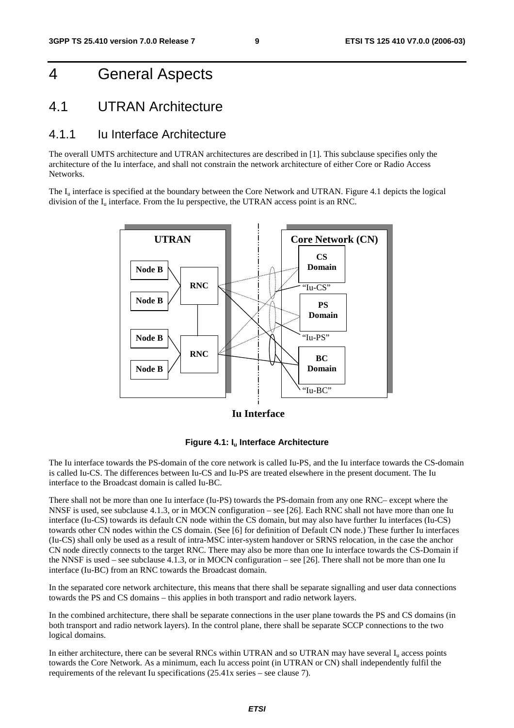# 4 General Aspects

## 4.1 UTRAN Architecture

### 4.1.1 Iu Interface Architecture

The overall UMTS architecture and UTRAN architectures are described in [1]. This subclause specifies only the architecture of the Iu interface, and shall not constrain the network architecture of either Core or Radio Access Networks.

The $I_u$ interface is specified at the boundary between the Core Network and UTRAN. Figure 4.1 depicts the logical division of the $I_u$ interface. From the Iu perspective, the UTRAN access point is an RNC.

**Figure 4.1: $I_u$ Interface Architecture**

The Iu interface towards the PS-domain of the core network is called Iu-PS, and the Iu interface towards the CS-domain is called Iu-CS. The differences between Iu-CS and Iu-PS are treated elsewhere in the present document. The Iu interface to the Broadcast domain is called Iu-BC.

There shall not be more than one Iu interface (Iu-PS) towards the PS-domain from any one RNC– except where the NNSF is used, see subclause 4.1.3, or in MOCN configuration – see [26]. Each RNC shall not have more than one Iu interface (Iu-CS) towards its default CN node within the CS domain, but may also have further Iu interfaces (Iu-CS) towards other CN nodes within the CS domain. (See [6] for definition of Default CN node.) These further Iu interfaces (Iu-CS) shall only be used as a result of intra-MSC inter-system handover or SRNS relocation, in the case the anchor CN node directly connects to the target RNC. There may also be more than one Iu interface towards the CS-Domain if the NNSF is used – see subclause 4.1.3, or in MOCN configuration – see [26]. There shall not be more than one Iu interface (Iu-BC) from an RNC towards the Broadcast domain.

In the separated core network architecture, this means that there shall be separate signalling and user data connections towards the PS and CS domains – this applies in both transport and radio network layers.

In the combined architecture, there shall be separate connections in the user plane towards the PS and CS domains (in both transport and radio network layers). In the control plane, there shall be separate SCCP connections to the two logical domains.

In either architecture, there can be several RNCs within UTRAN and so UTRAN may have several $I_u$ access points towards the Core Network. As a minimum, each Iu access point (in UTRAN or CN) shall independently fulfil the requirements of the relevant Iu specifications (25.41x series – see clause 7).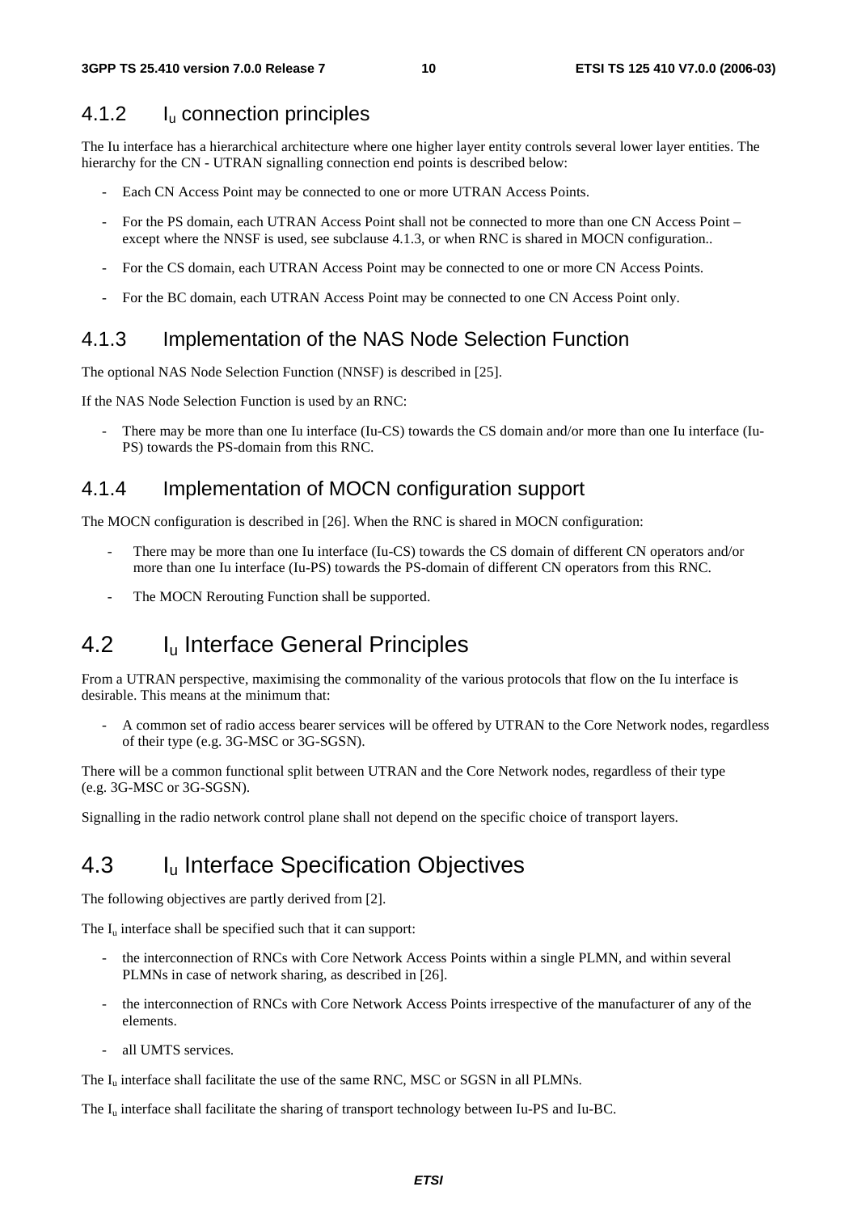### 4.1.2 $I_u$ connection principles

The Iu interface has a hierarchical architecture where one higher layer entity controls several lower layer entities. The hierarchy for the CN - UTRAN signalling connection end points is described below:

- Each CN Access Point may be connected to one or more UTRAN Access Points.
- For the PS domain, each UTRAN Access Point shall not be connected to more than one CN Access Point – except where the NNSF is used, see subclause 4.1.3, or when RNC is shared in MOCN configuration..
- For the CS domain, each UTRAN Access Point may be connected to one or more CN Access Points.
- For the BC domain, each UTRAN Access Point may be connected to one CN Access Point only.

### 4.1.3 Implementation of the NAS Node Selection Function

The optional NAS Node Selection Function (NNSF) is described in [25].

If the NAS Node Selection Function is used by an RNC:

- There may be more than one Iu interface (Iu-CS) towards the CS domain and/or more than one Iu interface (Iu-PS) towards the PS-domain from this RNC.

### 4.1.4 Implementation of MOCN configuration support

The MOCN configuration is described in [26]. When the RNC is shared in MOCN configuration:

- There may be more than one Iu interface (Iu-CS) towards the CS domain of different CN operators and/or more than one Iu interface (Iu-PS) towards the PS-domain of different CN operators from this RNC.
- The MOCN Rerouting Function shall be supported.

## 4.2 $I_u$ Interface General Principles

From a UTRAN perspective, maximising the commonality of the various protocols that flow on the Iu interface is desirable. This means at the minimum that:

- A common set of radio access bearer services will be offered by UTRAN to the Core Network nodes, regardless of their type (e.g. 3G-MSC or 3G-SGSN).

There will be a common functional split between UTRAN and the Core Network nodes, regardless of their type (e.g. 3G-MSC or 3G-SGSN).

Signalling in the radio network control plane shall not depend on the specific choice of transport layers.

## 4.3 $I_u$ Interface Specification Objectives

The following objectives are partly derived from [2].

The $I_u$ interface shall be specified such that it can support:

- the interconnection of RNCs with Core Network Access Points within a single PLMN, and within several PLMNs in case of network sharing, as described in [26].
- the interconnection of RNCs with Core Network Access Points irrespective of the manufacturer of any of the elements.
- all UMTS services.

The $I_u$ interface shall facilitate the use of the same RNC, MSC or SGSN in all PLMNs.

The $I_u$ interface shall facilitate the sharing of transport technology between Iu-PS and Iu-BC.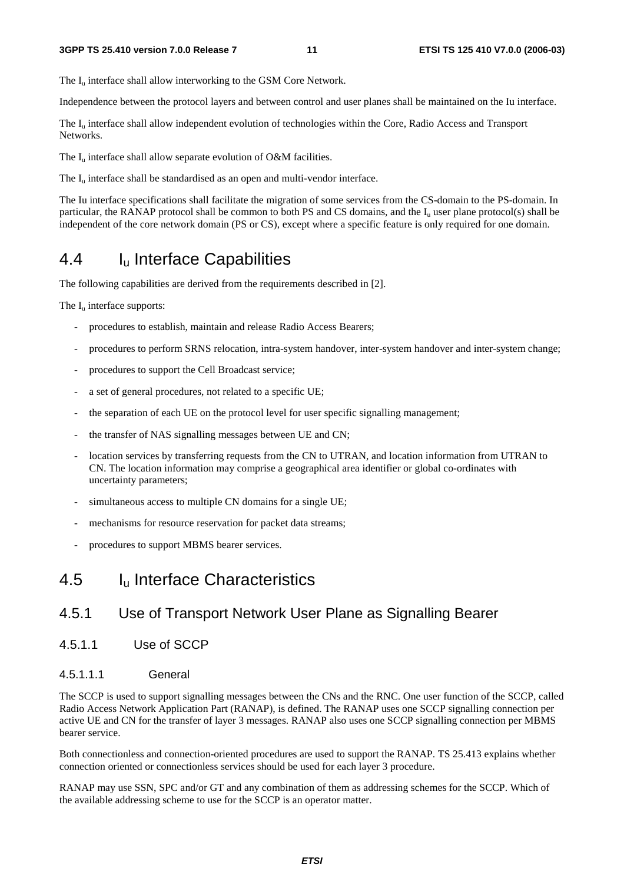The $I_u$ interface shall allow interworking to the GSM Core Network.

Independence between the protocol layers and between control and user planes shall be maintained on the Iu interface.

The $I_u$ interface shall allow independent evolution of technologies within the Core, Radio Access and Transport Networks.

The $I_u$ interface shall allow separate evolution of O&M facilities.

The $I_u$ interface shall be standardised as an open and multi-vendor interface.

The Iu interface specifications shall facilitate the migration of some services from the CS-domain to the PS-domain. In particular, the RANAP protocol shall be common to both PS and CS domains, and the $I_u$ user plane protocol(s) shall be independent of the core network domain (PS or CS), except where a specific feature is only required for one domain.

## 4.4 $I_u$ Interface Capabilities

The following capabilities are derived from the requirements described in [2].

The $I_u$ interface supports:

- procedures to establish, maintain and release Radio Access Bearers;
- procedures to perform SRNS relocation, intra-system handover, inter-system handover and inter-system change;
- procedures to support the Cell Broadcast service;
- a set of general procedures, not related to a specific UE;
- the separation of each UE on the protocol level for user specific signalling management;
- the transfer of NAS signalling messages between UE and CN;
- location services by transferring requests from the CN to UTRAN, and location information from UTRAN to CN. The location information may comprise a geographical area identifier or global co-ordinates with uncertainty parameters;
- simultaneous access to multiple CN domains for a single UE;
- mechanisms for resource reservation for packet data streams;
- procedures to support MBMS bearer services.

## 4.5 $I_u$ Interface Characteristics

### 4.5.1 Use of Transport Network User Plane as Signalling Bearer

#### 4.5.1.1 Use of SCCP

##### 4.5.1.1.1 General

The SCCP is used to support signalling messages between the CNs and the RNC. One user function of the SCCP, called Radio Access Network Application Part (RANAP), is defined. The RANAP uses one SCCP signalling connection per active UE and CN for the transfer of layer 3 messages. RANAP also uses one SCCP signalling connection per MBMS bearer service.

Both connectionless and connection-oriented procedures are used to support the RANAP. TS 25.413 explains whether connection oriented or connectionless services should be used for each layer 3 procedure.

RANAP may use SSN, SPC and/or GT and any combination of them as addressing schemes for the SCCP. Which of the available addressing scheme to use for the SCCP is an operator matter.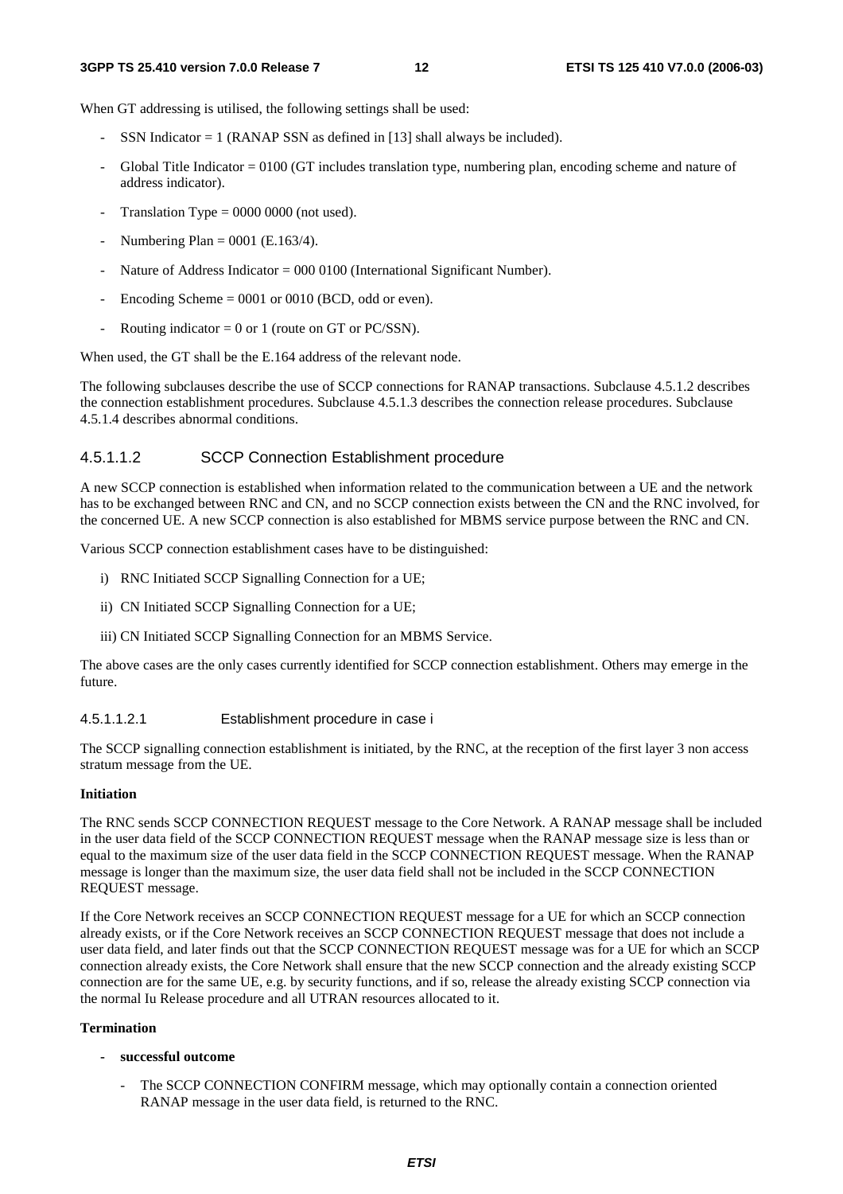When GT addressing is utilised, the following settings shall be used:

- SSN Indicator = 1 (RANAP SSN as defined in [13] shall always be included).
- Global Title Indicator = 0100 (GT includes translation type, numbering plan, encoding scheme and nature of address indicator).
- Translation Type = 0000 0000 (not used).
- Numbering Plan = 0001 (E.163/4).
- Nature of Address Indicator = 000 0100 (International Significant Number).
- Encoding Scheme = 0001 or 0010 (BCD, odd or even).
- Routing indicator = 0 or 1 (route on GT or PC/SSN).

When used, the GT shall be the E.164 address of the relevant node.

The following subclauses describe the use of SCCP connections for RANAP transactions. Subclause 4.5.1.2 describes the connection establishment procedures. Subclause 4.5.1.3 describes the connection release procedures. Subclause 4.5.1.4 describes abnormal conditions.

#### 4.5.1.1.2 SCCP Connection Establishment procedure

A new SCCP connection is established when information related to the communication between a UE and the network has to be exchanged between RNC and CN, and no SCCP connection exists between the CN and the RNC involved, for the concerned UE. A new SCCP connection is also established for MBMS service purpose between the RNC and CN.

Various SCCP connection establishment cases have to be distinguished:

i) RNC Initiated SCCP Signalling Connection for a UE;

ii) CN Initiated SCCP Signalling Connection for a UE;

iii) CN Initiated SCCP Signalling Connection for an MBMS Service.

The above cases are the only cases currently identified for SCCP connection establishment. Others may emerge in the future.

##### 4.5.1.1.2.1 Establishment procedure in case i

The SCCP signalling connection establishment is initiated, by the RNC, at the reception of the first layer 3 non access stratum message from the UE.

**Initiation**

The RNC sends SCCP CONNECTION REQUEST message to the Core Network. A RANAP message shall be included in the user data field of the SCCP CONNECTION REQUEST message when the RANAP message size is less than or equal to the maximum size of the user data field in the SCCP CONNECTION REQUEST message. When the RANAP message is longer than the maximum size, the user data field shall not be included in the SCCP CONNECTION REQUEST message.

If the Core Network receives an SCCP CONNECTION REQUEST message for a UE for which an SCCP connection already exists, or if the Core Network receives an SCCP CONNECTION REQUEST message that does not include a user data field, and later finds out that the SCCP CONNECTION REQUEST message was for a UE for which an SCCP connection already exists, the Core Network shall ensure that the new SCCP connection and the already existing SCCP connection are for the same UE, e.g. by security functions, and if so, release the already existing SCCP connection via the normal Iu Release procedure and all UTRAN resources allocated to it.

**Termination**

- **successful outcome**
  - The SCCP CONNECTION CONFIRM message, which may optionally contain a connection oriented RANAP message in the user data field, is returned to the RNC.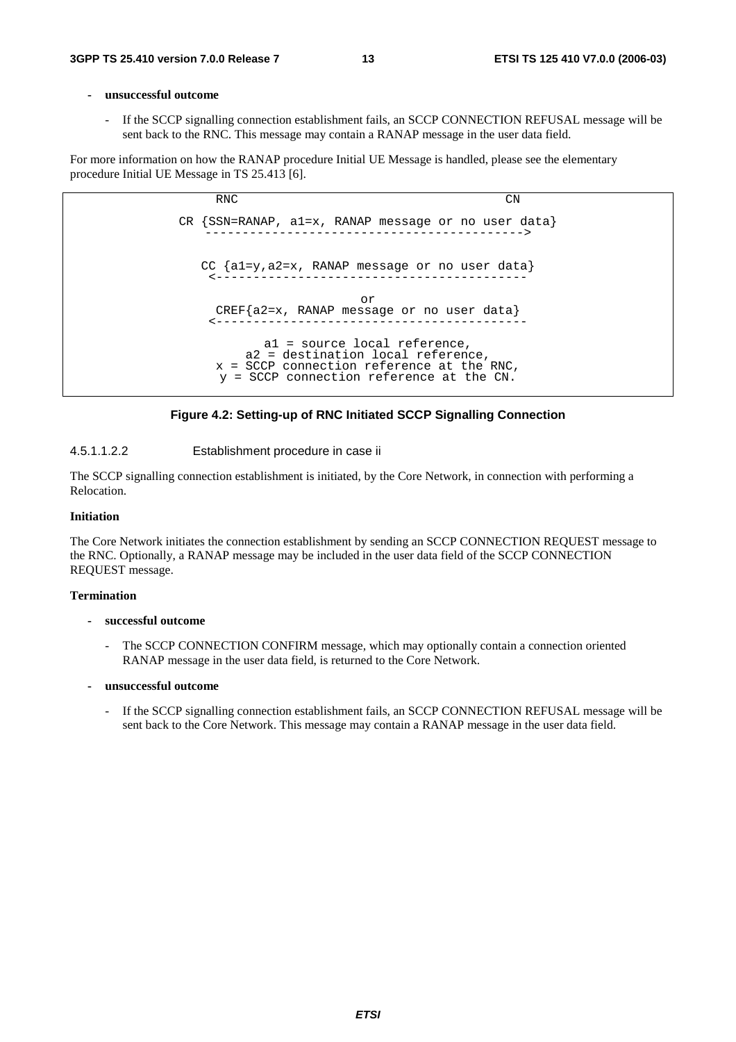- **unsuccessful outcome**

  - If the SCCP signalling connection establishment fails, an SCCP CONNECTION REFUSAL message will be sent back to the RNC. This message may contain a RANAP message in the user data field.

For more information on how the RANAP procedure Initial UE Message is handled, please see the elementary procedure Initial UE Message in TS 25.413 [6].

```
          RNC                                    CN

       CR {SSN=RANAP, a1=x, RANAP message or no user data}
           ------------------------------------------->


          CC {a1=y,a2=x, RANAP message or no user data}
           <-------------------------------------------

                              or
           CREF{a2=x, RANAP message or no user data}
           <-------------------------------------------

                  a1 = source local reference,
              a2 = destination local reference,
           x = SCCP connection reference at the RNC,
            y = SCCP connection reference at the CN.
```

**Figure 4.2: Setting-up of RNC Initiated SCCP Signalling Connection**

#### 4.5.1.1.2.2 Establishment procedure in case ii

The SCCP signalling connection establishment is initiated, by the Core Network, in connection with performing a Relocation.

**Initiation**

The Core Network initiates the connection establishment by sending an SCCP CONNECTION REQUEST message to the RNC. Optionally, a RANAP message may be included in the user data field of the SCCP CONNECTION REQUEST message.

**Termination**

- **successful outcome**

  - The SCCP CONNECTION CONFIRM message, which may optionally contain a connection oriented RANAP message in the user data field, is returned to the Core Network.

- **unsuccessful outcome**

  - If the SCCP signalling connection establishment fails, an SCCP CONNECTION REFUSAL message will be sent back to the Core Network. This message may contain a RANAP message in the user data field.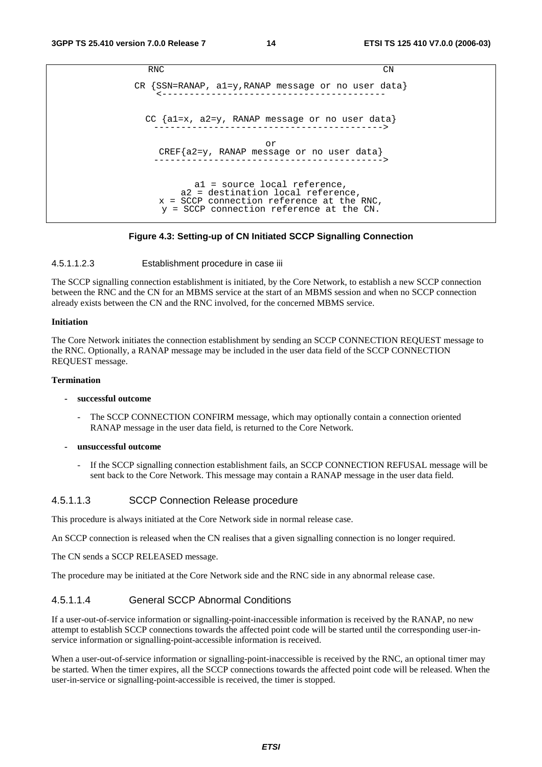```
RNC                                                  CN

      CR {SSN=RANAP, a1=y,RANAP message or no user data}
        <-----------------------------------------

       CC {a1=x, a2=y, RANAP message or no user data}
         ------------------------------------------>

                              or
         CREF{a2=y, RANAP message or no user data}
         ------------------------------------------>


                a1 = source local reference,
             a2 = destination local reference,
          x = SCCP connection reference at the RNC,
           y = SCCP connection reference at the CN.
```

**Figure 4.3: Setting-up of CN Initiated SCCP Signalling Connection**

#### 4.5.1.1.2.3 Establishment procedure in case iii

The SCCP signalling connection establishment is initiated, by the Core Network, to establish a new SCCP connection between the RNC and the CN for an MBMS service at the start of an MBMS session and when no SCCP connection already exists between the CN and the RNC involved, for the concerned MBMS service.

**Initiation**

The Core Network initiates the connection establishment by sending an SCCP CONNECTION REQUEST message to the RNC. Optionally, a RANAP message may be included in the user data field of the SCCP CONNECTION REQUEST message.

**Termination**

- **successful outcome**
  - The SCCP CONNECTION CONFIRM message, which may optionally contain a connection oriented RANAP message in the user data field, is returned to the Core Network.
- **unsuccessful outcome**
  - If the SCCP signalling connection establishment fails, an SCCP CONNECTION REFUSAL message will be sent back to the Core Network. This message may contain a RANAP message in the user data field.

### 4.5.1.1.3 SCCP Connection Release procedure

This procedure is always initiated at the Core Network side in normal release case.

An SCCP connection is released when the CN realises that a given signalling connection is no longer required.

The CN sends a SCCP RELEASED message.

The procedure may be initiated at the Core Network side and the RNC side in any abnormal release case.

### 4.5.1.1.4 General SCCP Abnormal Conditions

If a user-out-of-service information or signalling-point-inaccessible information is received by the RANAP, no new attempt to establish SCCP connections towards the affected point code will be started until the corresponding user-in-service information or signalling-point-accessible information is received.

When a user-out-of-service information or signalling-point-inaccessible is received by the RNC, an optional timer may be started. When the timer expires, all the SCCP connections towards the affected point code will be released. When the user-in-service or signalling-point-accessible is received, the timer is stopped.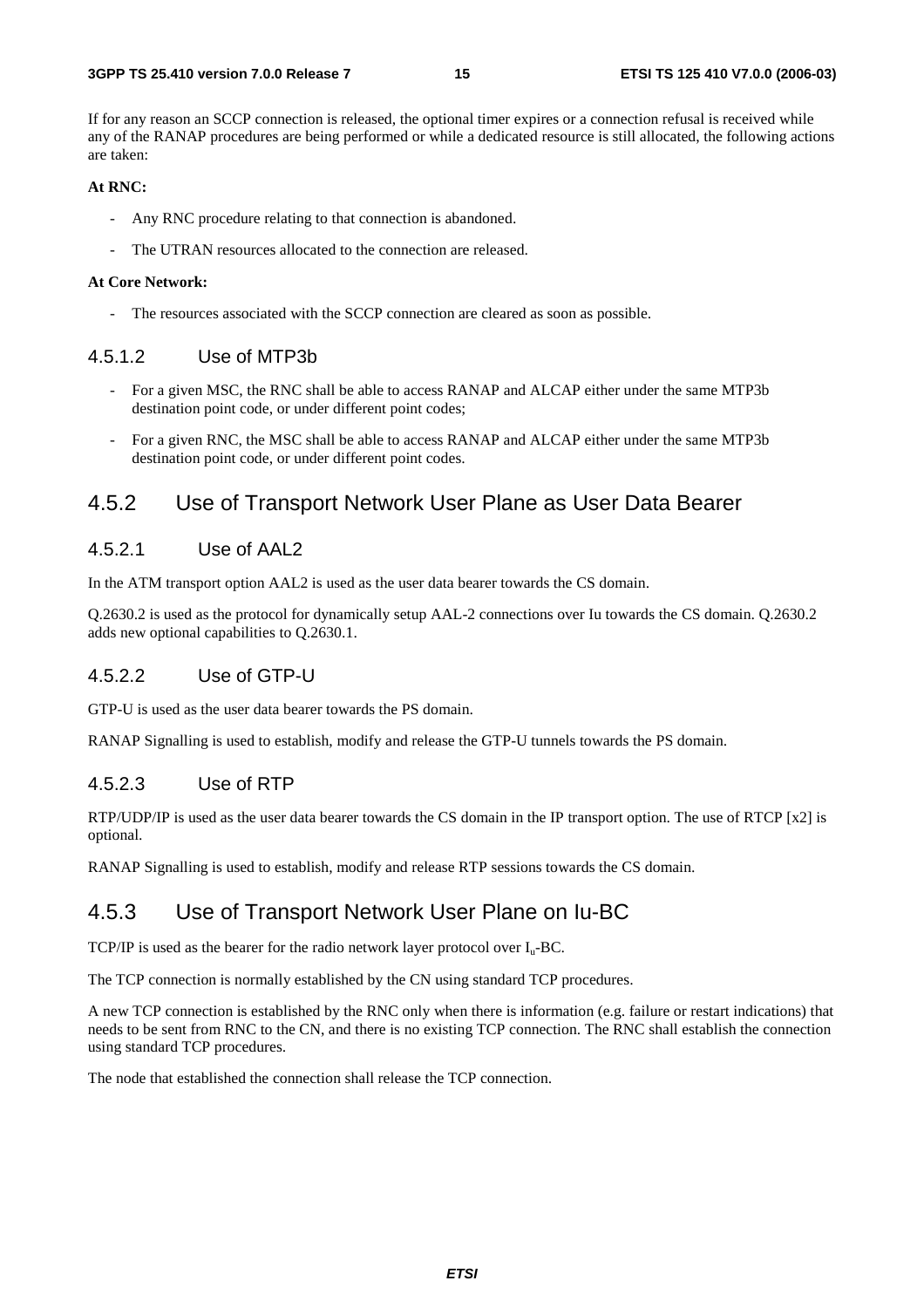If for any reason an SCCP connection is released, the optional timer expires or a connection refusal is received while any of the RANAP procedures are being performed or while a dedicated resource is still allocated, the following actions are taken:

**At RNC:**

- Any RNC procedure relating to that connection is abandoned.
- The UTRAN resources allocated to the connection are released.

**At Core Network:**

- The resources associated with the SCCP connection are cleared as soon as possible.

#### 4.5.1.2 Use of MTP3b

- For a given MSC, the RNC shall be able to access RANAP and ALCAP either under the same MTP3b destination point code, or under different point codes;
- For a given RNC, the MSC shall be able to access RANAP and ALCAP either under the same MTP3b destination point code, or under different point codes.

### 4.5.2 Use of Transport Network User Plane as User Data Bearer

#### 4.5.2.1 Use of AAL2

In the ATM transport option AAL2 is used as the user data bearer towards the CS domain.

Q.2630.2 is used as the protocol for dynamically setup AAL-2 connections over Iu towards the CS domain. Q.2630.2 adds new optional capabilities to Q.2630.1.

#### 4.5.2.2 Use of GTP-U

GTP-U is used as the user data bearer towards the PS domain.

RANAP Signalling is used to establish, modify and release the GTP-U tunnels towards the PS domain.

#### 4.5.2.3 Use of RTP

RTP/UDP/IP is used as the user data bearer towards the CS domain in the IP transport option. The use of RTCP [x2] is optional.

RANAP Signalling is used to establish, modify and release RTP sessions towards the CS domain.

### 4.5.3 Use of Transport Network User Plane on Iu-BC

TCP/IP is used as the bearer for the radio network layer protocol over $I_u$-BC.

The TCP connection is normally established by the CN using standard TCP procedures.

A new TCP connection is established by the RNC only when there is information (e.g. failure or restart indications) that needs to be sent from RNC to the CN, and there is no existing TCP connection. The RNC shall establish the connection using standard TCP procedures.

The node that established the connection shall release the TCP connection.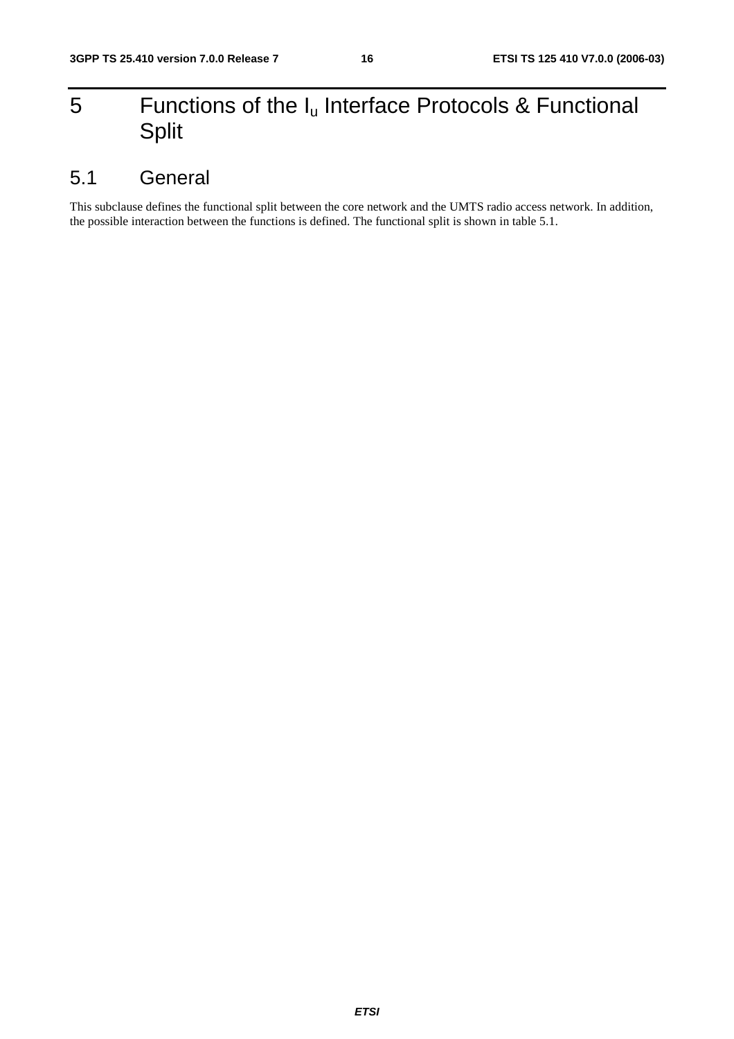# 5 Functions of the $I_u$ Interface Protocols & Functional Split

## 5.1 General

This subclause defines the functional split between the core network and the UMTS radio access network. In addition, the possible interaction between the functions is defined. The functional split is shown in table 5.1.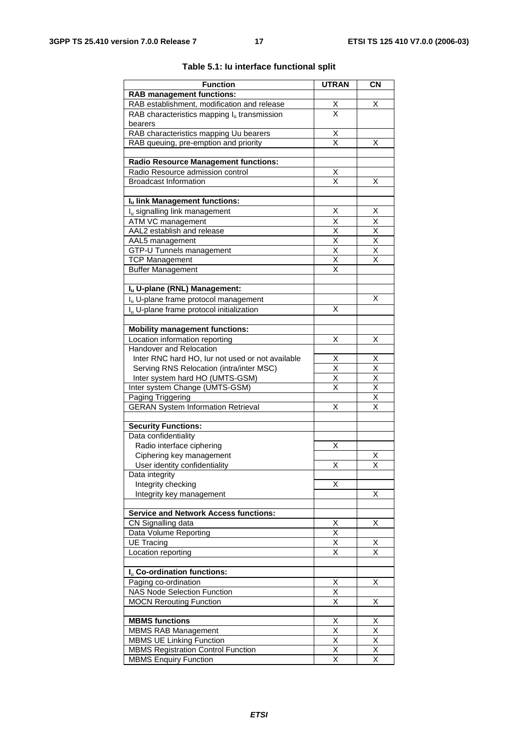**Table 5.1: Iu interface functional split**

| Function | UTRAN | CN |
|---|---|---|
| **RAB management functions:** | | |
| RAB establishment, modification and release | X | X |
| RAB characteristics mapping $I_u$ transmission bearers | X | |
| RAB characteristics mapping Uu bearers | X | |
| RAB queuing, pre-emption and priority | X | X |
| | | |
| **Radio Resource Management functions:** | | |
| Radio Resource admission control | X | |
| Broadcast Information | X | X |
| | | |
| **$I_u$ link Management functions:** | | |
| $I_u$ signalling link management | X | X |
| ATM VC management | X | X |
| AAL2 establish and release | X | X |
| AAL5 management | X | X |
| GTP-U Tunnels management | X | X |
| TCP Management | X | X |
| Buffer Management | X | |
| | | |
| **$I_u$ U-plane (RNL) Management:** | | |
| $I_u$ U-plane frame protocol management | | X |
| $I_u$ U-plane frame protocol initialization | X | |
| | | |
| **Mobility management functions:** | | |
| Location information reporting | X | X |
| Handover and Relocation | | |
| Inter RNC hard HO, Iur not used or not available | X | X |
| Serving RNS Relocation (intra/inter MSC) | X | X |
| Inter system hard HO (UMTS-GSM) | X | X |
| Inter system Change (UMTS-GSM) | X | X |
| Paging Triggering | | X |
| GERAN System Information Retrieval | X | X |
| | | |
| **Security Functions:** | | |
| Data confidentiality | | |
| Radio interface ciphering | X | |
| Ciphering key management | | X |
| User identity confidentiality | X | X |
| Data integrity | | |
| Integrity checking | X | |
| Integrity key management | | X |
| | | |
| **Service and Network Access functions:** | | |
| CN Signalling data | X | X |
| Data Volume Reporting | X | |
| UE Tracing | X | X |
| Location reporting | X | X |
| | | |
| **$I_u$ Co-ordination functions:** | | |
| Paging co-ordination | X | X |
| NAS Node Selection Function | X | |
| MOCN Rerouting Function | X | X |
| | | |
| **MBMS functions** | X | X |
| MBMS RAB Management | X | X |
| MBMS UE Linking Function | X | X |
| MBMS Registration Control Function | X | X |
| MBMS Enquiry Function | X | X |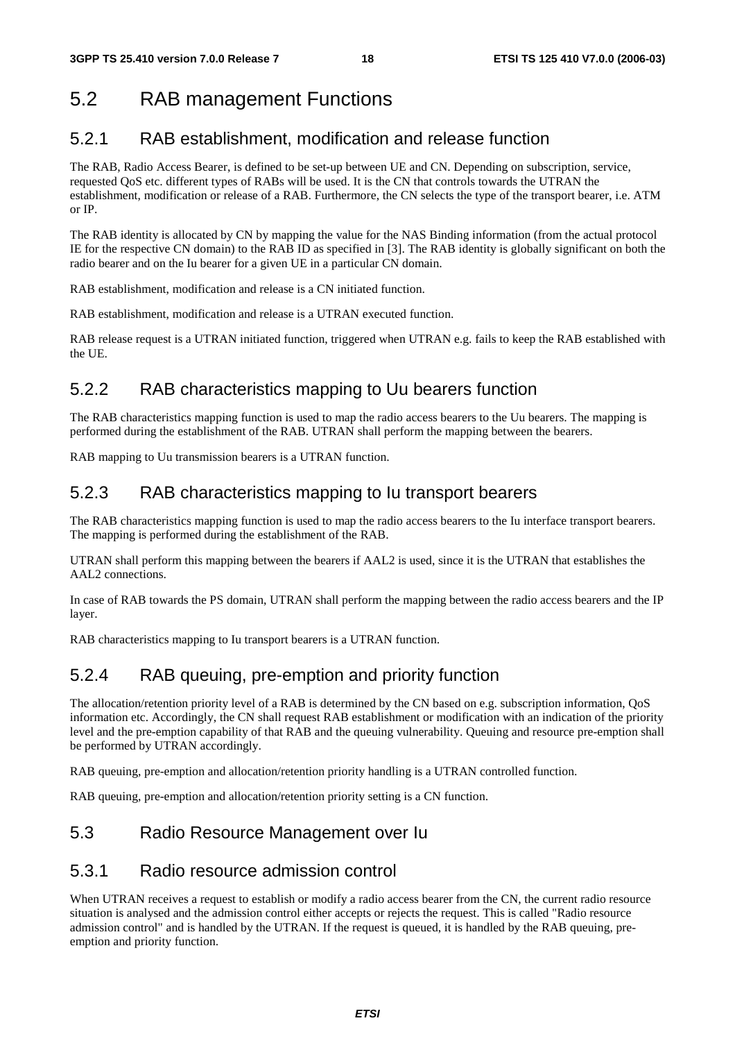## 5.2 RAB management Functions

### 5.2.1 RAB establishment, modification and release function

The RAB, Radio Access Bearer, is defined to be set-up between UE and CN. Depending on subscription, service, requested QoS etc. different types of RABs will be used. It is the CN that controls towards the UTRAN the establishment, modification or release of a RAB. Furthermore, the CN selects the type of the transport bearer, i.e. ATM or IP.

The RAB identity is allocated by CN by mapping the value for the NAS Binding information (from the actual protocol IE for the respective CN domain) to the RAB ID as specified in [3]. The RAB identity is globally significant on both the radio bearer and on the Iu bearer for a given UE in a particular CN domain.

RAB establishment, modification and release is a CN initiated function.

RAB establishment, modification and release is a UTRAN executed function.

RAB release request is a UTRAN initiated function, triggered when UTRAN e.g. fails to keep the RAB established with the UE.

### 5.2.2 RAB characteristics mapping to Uu bearers function

The RAB characteristics mapping function is used to map the radio access bearers to the Uu bearers. The mapping is performed during the establishment of the RAB. UTRAN shall perform the mapping between the bearers.

RAB mapping to Uu transmission bearers is a UTRAN function.

### 5.2.3 RAB characteristics mapping to Iu transport bearers

The RAB characteristics mapping function is used to map the radio access bearers to the Iu interface transport bearers. The mapping is performed during the establishment of the RAB.

UTRAN shall perform this mapping between the bearers if AAL2 is used, since it is the UTRAN that establishes the AAL2 connections.

In case of RAB towards the PS domain, UTRAN shall perform the mapping between the radio access bearers and the IP layer.

RAB characteristics mapping to Iu transport bearers is a UTRAN function.

### 5.2.4 RAB queuing, pre-emption and priority function

The allocation/retention priority level of a RAB is determined by the CN based on e.g. subscription information, QoS information etc. Accordingly, the CN shall request RAB establishment or modification with an indication of the priority level and the pre-emption capability of that RAB and the queuing vulnerability. Queuing and resource pre-emption shall be performed by UTRAN accordingly.

RAB queuing, pre-emption and allocation/retention priority handling is a UTRAN controlled function.

RAB queuing, pre-emption and allocation/retention priority setting is a CN function.

## 5.3 Radio Resource Management over Iu

### 5.3.1 Radio resource admission control

When UTRAN receives a request to establish or modify a radio access bearer from the CN, the current radio resource situation is analysed and the admission control either accepts or rejects the request. This is called "Radio resource admission control" and is handled by the UTRAN. If the request is queued, it is handled by the RAB queuing, pre-emption and priority function.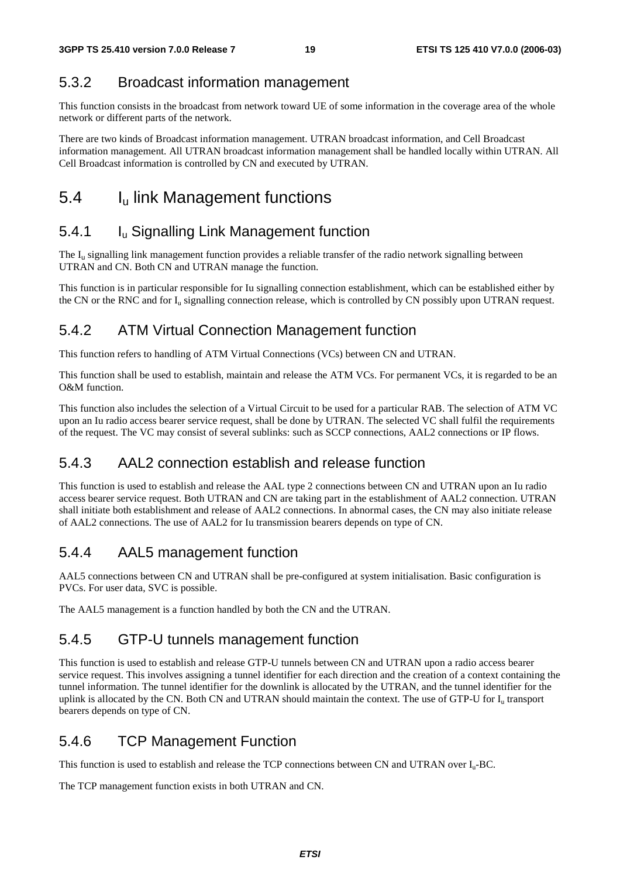### 5.3.2 Broadcast information management

This function consists in the broadcast from network toward UE of some information in the coverage area of the whole network or different parts of the network.

There are two kinds of Broadcast information management. UTRAN broadcast information, and Cell Broadcast information management. All UTRAN broadcast information management shall be handled locally within UTRAN. All Cell Broadcast information is controlled by CN and executed by UTRAN.

## 5.4 $I_u$ link Management functions

### 5.4.1 $I_u$ Signalling Link Management function

The $I_u$ signalling link management function provides a reliable transfer of the radio network signalling between UTRAN and CN. Both CN and UTRAN manage the function.

This function is in particular responsible for Iu signalling connection establishment, which can be established either by the CN or the RNC and for $I_u$ signalling connection release, which is controlled by CN possibly upon UTRAN request.

### 5.4.2 ATM Virtual Connection Management function

This function refers to handling of ATM Virtual Connections (VCs) between CN and UTRAN.

This function shall be used to establish, maintain and release the ATM VCs. For permanent VCs, it is regarded to be an O&M function.

This function also includes the selection of a Virtual Circuit to be used for a particular RAB. The selection of ATM VC upon an Iu radio access bearer service request, shall be done by UTRAN. The selected VC shall fulfil the requirements of the request. The VC may consist of several sublinks: such as SCCP connections, AAL2 connections or IP flows.

### 5.4.3 AAL2 connection establish and release function

This function is used to establish and release the AAL type 2 connections between CN and UTRAN upon an Iu radio access bearer service request. Both UTRAN and CN are taking part in the establishment of AAL2 connection. UTRAN shall initiate both establishment and release of AAL2 connections. In abnormal cases, the CN may also initiate release of AAL2 connections. The use of AAL2 for Iu transmission bearers depends on type of CN.

### 5.4.4 AAL5 management function

AAL5 connections between CN and UTRAN shall be pre-configured at system initialisation. Basic configuration is PVCs. For user data, SVC is possible.

The AAL5 management is a function handled by both the CN and the UTRAN.

### 5.4.5 GTP-U tunnels management function

This function is used to establish and release GTP-U tunnels between CN and UTRAN upon a radio access bearer service request. This involves assigning a tunnel identifier for each direction and the creation of a context containing the tunnel information. The tunnel identifier for the downlink is allocated by the UTRAN, and the tunnel identifier for the uplink is allocated by the CN. Both CN and UTRAN should maintain the context. The use of GTP-U for $I_u$ transport bearers depends on type of CN.

### 5.4.6 TCP Management Function

This function is used to establish and release the TCP connections between CN and UTRAN over $I_u$-BC.

The TCP management function exists in both UTRAN and CN.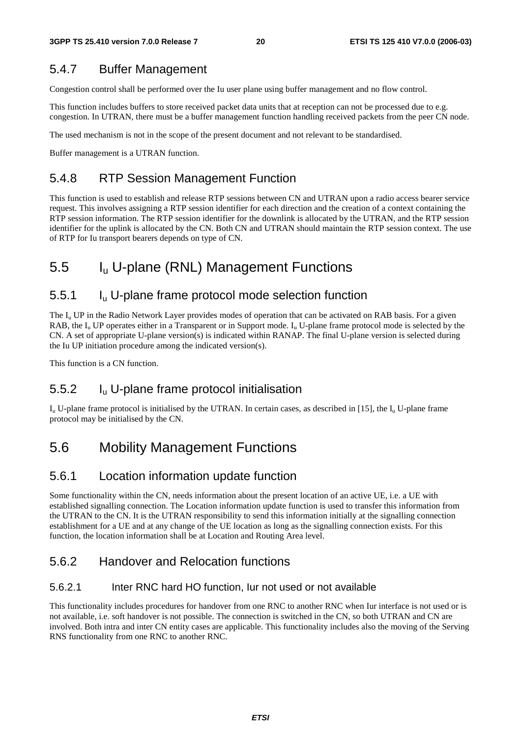### 5.4.7 Buffer Management

Congestion control shall be performed over the Iu user plane using buffer management and no flow control.

This function includes buffers to store received packet data units that at reception can not be processed due to e.g. congestion. In UTRAN, there must be a buffer management function handling received packets from the peer CN node.

The used mechanism is not in the scope of the present document and not relevant to be standardised.

Buffer management is a UTRAN function.

### 5.4.8 RTP Session Management Function

This function is used to establish and release RTP sessions between CN and UTRAN upon a radio access bearer service request. This involves assigning a RTP session identifier for each direction and the creation of a context containing the RTP session information. The RTP session identifier for the downlink is allocated by the UTRAN, and the RTP session identifier for the uplink is allocated by the CN. Both CN and UTRAN should maintain the RTP session context. The use of RTP for Iu transport bearers depends on type of CN.

## 5.5 $I_u$ U-plane (RNL) Management Functions

### 5.5.1 $I_u$ U-plane frame protocol mode selection function

The $I_u$ UP in the Radio Network Layer provides modes of operation that can be activated on RAB basis. For a given RAB, the $I_u$ UP operates either in a Transparent or in Support mode. $I_u$ U-plane frame protocol mode is selected by the CN. A set of appropriate U-plane version(s) is indicated within RANAP. The final U-plane version is selected during the Iu UP initiation procedure among the indicated version(s).

This function is a CN function.

### 5.5.2 $I_u$ U-plane frame protocol initialisation

$I_u$ U-plane frame protocol is initialised by the UTRAN. In certain cases, as described in [15], the $I_u$ U-plane frame protocol may be initialised by the CN.

## 5.6 Mobility Management Functions

### 5.6.1 Location information update function

Some functionality within the CN, needs information about the present location of an active UE, i.e. a UE with established signalling connection. The Location information update function is used to transfer this information from the UTRAN to the CN. It is the UTRAN responsibility to send this information initially at the signalling connection establishment for a UE and at any change of the UE location as long as the signalling connection exists. For this function, the location information shall be at Location and Routing Area level.

### 5.6.2 Handover and Relocation functions

#### 5.6.2.1 Inter RNC hard HO function, Iur not used or not available

This functionality includes procedures for handover from one RNC to another RNC when Iur interface is not used or is not available, i.e. soft handover is not possible. The connection is switched in the CN, so both UTRAN and CN are involved. Both intra and inter CN entity cases are applicable. This functionality includes also the moving of the Serving RNS functionality from one RNC to another RNC.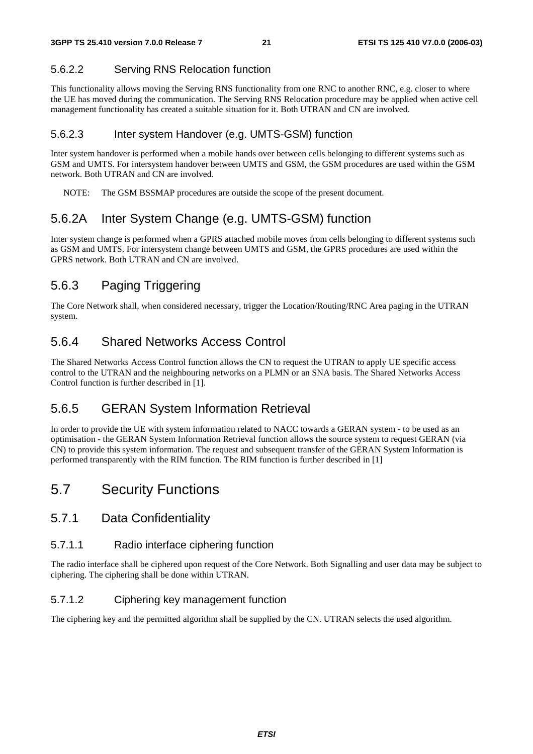#### 5.6.2.2 Serving RNS Relocation function

This functionality allows moving the Serving RNS functionality from one RNC to another RNC, e.g. closer to where the UE has moved during the communication. The Serving RNS Relocation procedure may be applied when active cell management functionality has created a suitable situation for it. Both UTRAN and CN are involved.

#### 5.6.2.3 Inter system Handover (e.g. UMTS-GSM) function

Inter system handover is performed when a mobile hands over between cells belonging to different systems such as GSM and UMTS. For intersystem handover between UMTS and GSM, the GSM procedures are used within the GSM network. Both UTRAN and CN are involved.

NOTE: The GSM BSSMAP procedures are outside the scope of the present document.

### 5.6.2A Inter System Change (e.g. UMTS-GSM) function

Inter system change is performed when a GPRS attached mobile moves from cells belonging to different systems such as GSM and UMTS. For intersystem change between UMTS and GSM, the GPRS procedures are used within the GPRS network. Both UTRAN and CN are involved.

### 5.6.3 Paging Triggering

The Core Network shall, when considered necessary, trigger the Location/Routing/RNC Area paging in the UTRAN system.

### 5.6.4 Shared Networks Access Control

The Shared Networks Access Control function allows the CN to request the UTRAN to apply UE specific access control to the UTRAN and the neighbouring networks on a PLMN or an SNA basis. The Shared Networks Access Control function is further described in [1].

### 5.6.5 GERAN System Information Retrieval

In order to provide the UE with system information related to NACC towards a GERAN system - to be used as an optimisation - the GERAN System Information Retrieval function allows the source system to request GERAN (via CN) to provide this system information. The request and subsequent transfer of the GERAN System Information is performed transparently with the RIM function. The RIM function is further described in [1]

## 5.7 Security Functions

### 5.7.1 Data Confidentiality

#### 5.7.1.1 Radio interface ciphering function

The radio interface shall be ciphered upon request of the Core Network. Both Signalling and user data may be subject to ciphering. The ciphering shall be done within UTRAN.

#### 5.7.1.2 Ciphering key management function

The ciphering key and the permitted algorithm shall be supplied by the CN. UTRAN selects the used algorithm.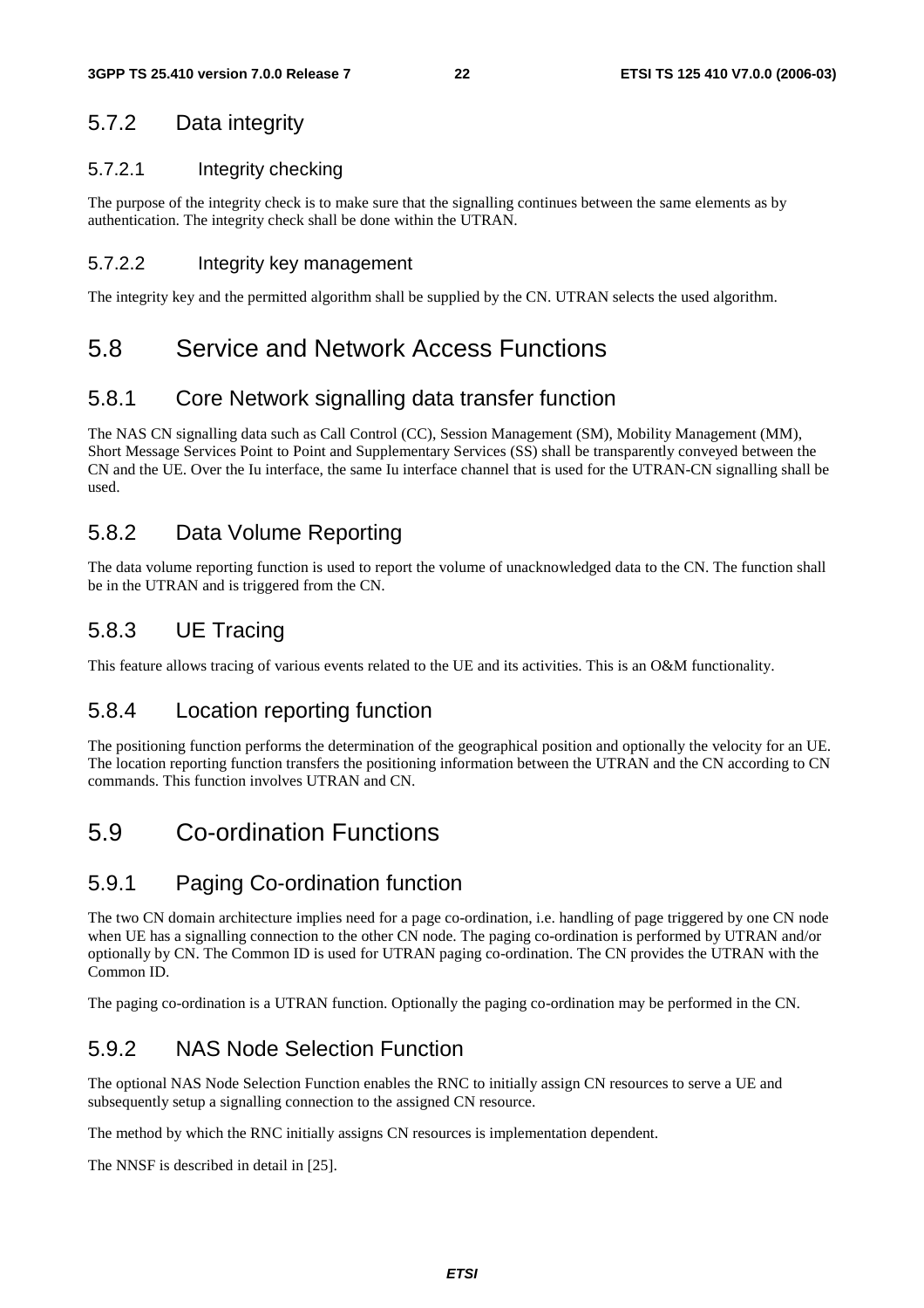### 5.7.2 Data integrity

#### 5.7.2.1 Integrity checking

The purpose of the integrity check is to make sure that the signalling continues between the same elements as by authentication. The integrity check shall be done within the UTRAN.

#### 5.7.2.2 Integrity key management

The integrity key and the permitted algorithm shall be supplied by the CN. UTRAN selects the used algorithm.

## 5.8 Service and Network Access Functions

### 5.8.1 Core Network signalling data transfer function

The NAS CN signalling data such as Call Control (CC), Session Management (SM), Mobility Management (MM), Short Message Services Point to Point and Supplementary Services (SS) shall be transparently conveyed between the CN and the UE. Over the Iu interface, the same Iu interface channel that is used for the UTRAN-CN signalling shall be used.

### 5.8.2 Data Volume Reporting

The data volume reporting function is used to report the volume of unacknowledged data to the CN. The function shall be in the UTRAN and is triggered from the CN.

### 5.8.3 UE Tracing

This feature allows tracing of various events related to the UE and its activities. This is an O&M functionality.

### 5.8.4 Location reporting function

The positioning function performs the determination of the geographical position and optionally the velocity for an UE. The location reporting function transfers the positioning information between the UTRAN and the CN according to CN commands. This function involves UTRAN and CN.

## 5.9 Co-ordination Functions

### 5.9.1 Paging Co-ordination function

The two CN domain architecture implies need for a page co-ordination, i.e. handling of page triggered by one CN node when UE has a signalling connection to the other CN node. The paging co-ordination is performed by UTRAN and/or optionally by CN. The Common ID is used for UTRAN paging co-ordination. The CN provides the UTRAN with the Common ID.

The paging co-ordination is a UTRAN function. Optionally the paging co-ordination may be performed in the CN.

### 5.9.2 NAS Node Selection Function

The optional NAS Node Selection Function enables the RNC to initially assign CN resources to serve a UE and subsequently setup a signalling connection to the assigned CN resource.

The method by which the RNC initially assigns CN resources is implementation dependent.

The NNSF is described in detail in [25].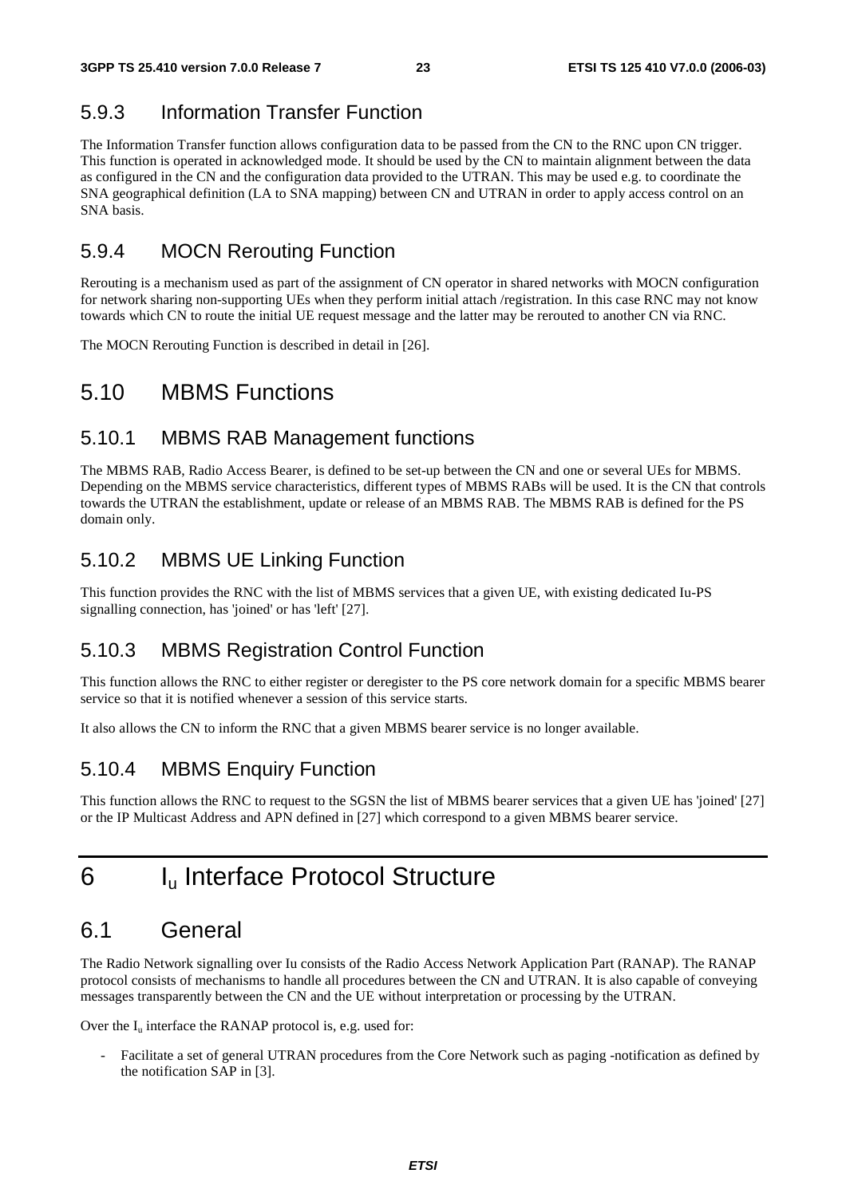### 5.9.3 Information Transfer Function

The Information Transfer function allows configuration data to be passed from the CN to the RNC upon CN trigger. This function is operated in acknowledged mode. It should be used by the CN to maintain alignment between the data as configured in the CN and the configuration data provided to the UTRAN. This may be used e.g. to coordinate the SNA geographical definition (LA to SNA mapping) between CN and UTRAN in order to apply access control on an SNA basis.

### 5.9.4 MOCN Rerouting Function

Rerouting is a mechanism used as part of the assignment of CN operator in shared networks with MOCN configuration for network sharing non-supporting UEs when they perform initial attach /registration. In this case RNC may not know towards which CN to route the initial UE request message and the latter may be rerouted to another CN via RNC.

The MOCN Rerouting Function is described in detail in [26].

## 5.10 MBMS Functions

### 5.10.1 MBMS RAB Management functions

The MBMS RAB, Radio Access Bearer, is defined to be set-up between the CN and one or several UEs for MBMS. Depending on the MBMS service characteristics, different types of MBMS RABs will be used. It is the CN that controls towards the UTRAN the establishment, update or release of an MBMS RAB. The MBMS RAB is defined for the PS domain only.

### 5.10.2 MBMS UE Linking Function

This function provides the RNC with the list of MBMS services that a given UE, with existing dedicated Iu-PS signalling connection, has 'joined' or has 'left' [27].

### 5.10.3 MBMS Registration Control Function

This function allows the RNC to either register or deregister to the PS core network domain for a specific MBMS bearer service so that it is notified whenever a session of this service starts.

It also allows the CN to inform the RNC that a given MBMS bearer service is no longer available.

### 5.10.4 MBMS Enquiry Function

This function allows the RNC to request to the SGSN the list of MBMS bearer services that a given UE has 'joined' [27] or the IP Multicast Address and APN defined in [27] which correspond to a given MBMS bearer service.

# 6 $I_u$ Interface Protocol Structure

## 6.1 General

The Radio Network signalling over Iu consists of the Radio Access Network Application Part (RANAP). The RANAP protocol consists of mechanisms to handle all procedures between the CN and UTRAN. It is also capable of conveying messages transparently between the CN and the UE without interpretation or processing by the UTRAN.

Over the $I_u$ interface the RANAP protocol is, e.g. used for:

- Facilitate a set of general UTRAN procedures from the Core Network such as paging -notification as defined by the notification SAP in [3].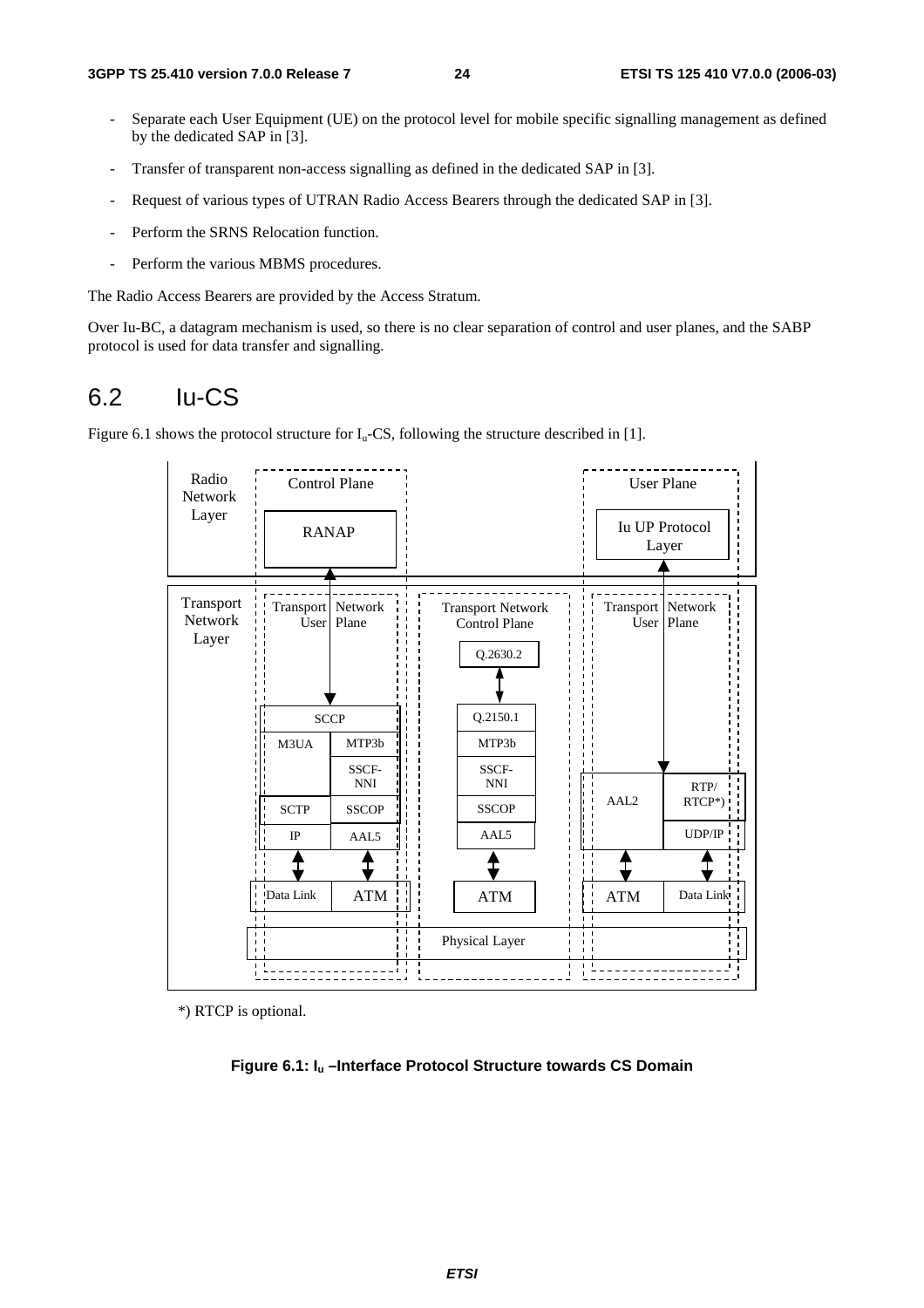- Separate each User Equipment (UE) on the protocol level for mobile specific signalling management as defined by the dedicated SAP in [3].

- Transfer of transparent non-access signalling as defined in the dedicated SAP in [3].

- Request of various types of UTRAN Radio Access Bearers through the dedicated SAP in [3].

- Perform the SRNS Relocation function.

- Perform the various MBMS procedures.

The Radio Access Bearers are provided by the Access Stratum.

Over Iu-BC, a datagram mechanism is used, so there is no clear separation of control and user planes, and the SABP protocol is used for data transfer and signalling.

## 6.2 Iu-CS

Figure 6.1 shows the protocol structure for $I_u$-CS, following the structure described in [1].

Radio Network Layer | Control Plane | RANAP | User Plane | Iu UP Protocol Layer

Transport Network Layer | Transport Network User Plane | Transport Network Control Plane | Transport Network User Plane

SCCP | M3UA | MTP3b | SSCF-NNI | SCTP | SSCOP | IP | AAL5 | Data Link | ATM

Q.2630.2 | Q.2150.1 | MTP3b | SSCF-NNI | SSCOP | AAL5 | ATM

AAL2 | RTP/RTCP*) | UDP/IP | ATM | Data Link

Physical Layer

*) RTCP is optional.

**Figure 6.1: $I_u$ –Interface Protocol Structure towards CS Domain**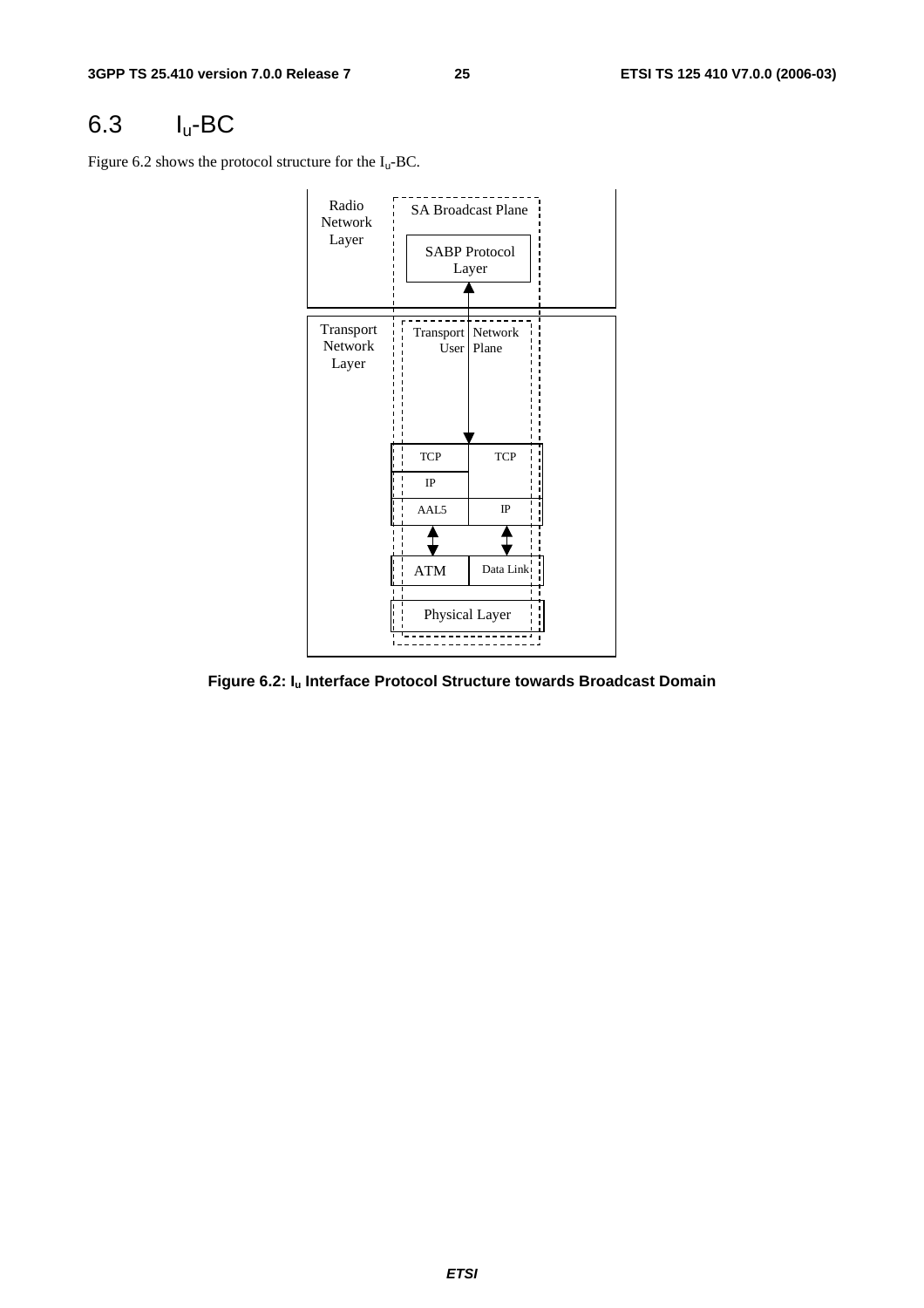## 6.3 $I_u$-BC

Figure 6.2 shows the protocol structure for the $I_u$-BC.

Radio Network Layer

SA Broadcast Plane

SABP Protocol Layer

Transport Network Layer

Transport Network User Plane

| TCP | TCP |
| --- | --- |
| IP | |
| AAL5 | IP |
| ATM | Data Link |
| Physical Layer | |

**Figure 6.2: $I_u$ Interface Protocol Structure towards Broadcast Domain**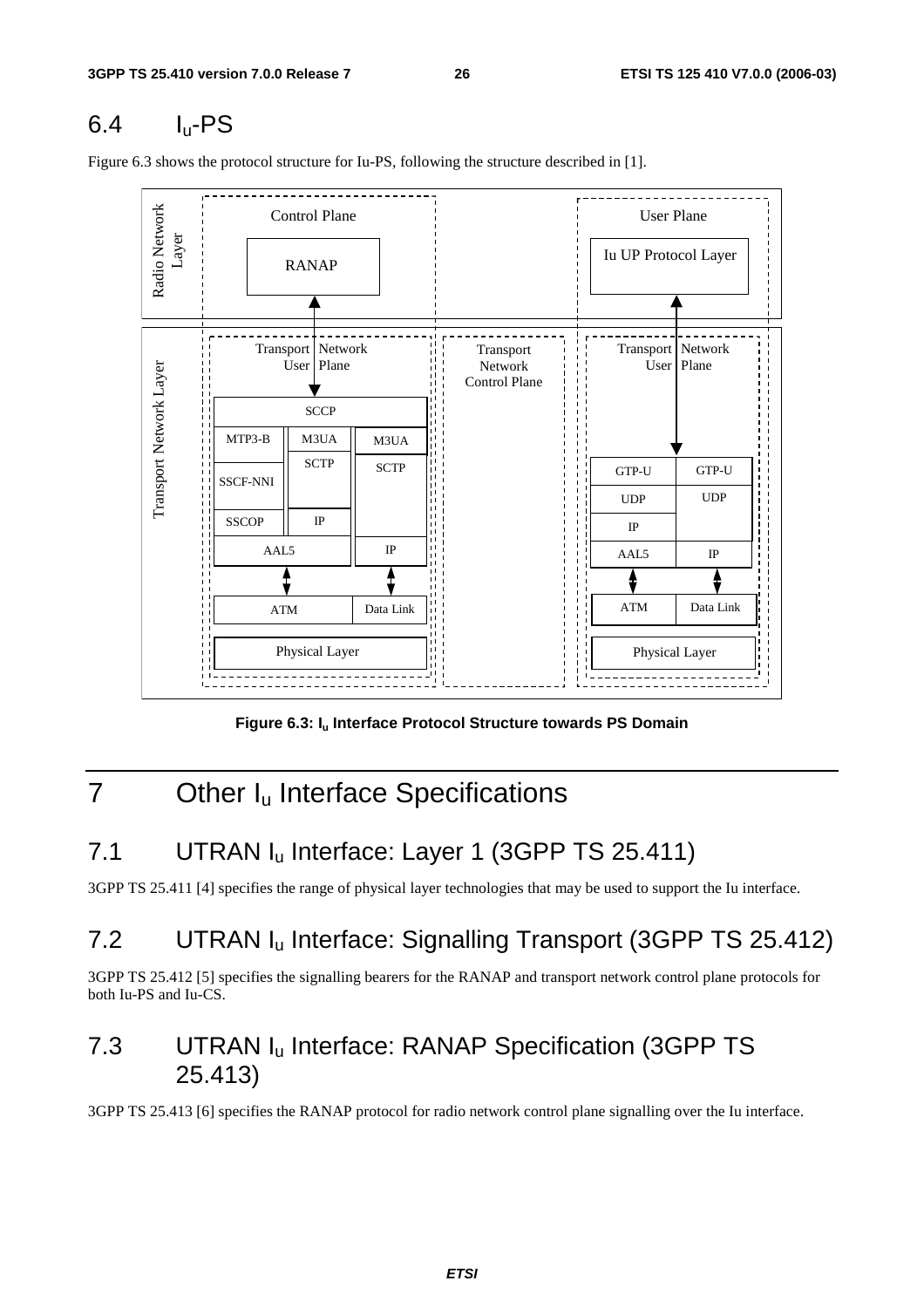## 6.4 $I_u$-PS

Figure 6.3 shows the protocol structure for Iu-PS, following the structure described in [1].

**Figure 6.3: $I_u$ Interface Protocol Structure towards PS Domain**

# 7 Other $I_u$ Interface Specifications

## 7.1 UTRAN $I_u$ Interface: Layer 1 (3GPP TS 25.411)

3GPP TS 25.411 [4] specifies the range of physical layer technologies that may be used to support the Iu interface.

## 7.2 UTRAN $I_u$ Interface: Signalling Transport (3GPP TS 25.412)

3GPP TS 25.412 [5] specifies the signalling bearers for the RANAP and transport network control plane protocols for both Iu-PS and Iu-CS.

## 7.3 UTRAN $I_u$ Interface: RANAP Specification (3GPP TS 25.413)

3GPP TS 25.413 [6] specifies the RANAP protocol for radio network control plane signalling over the Iu interface.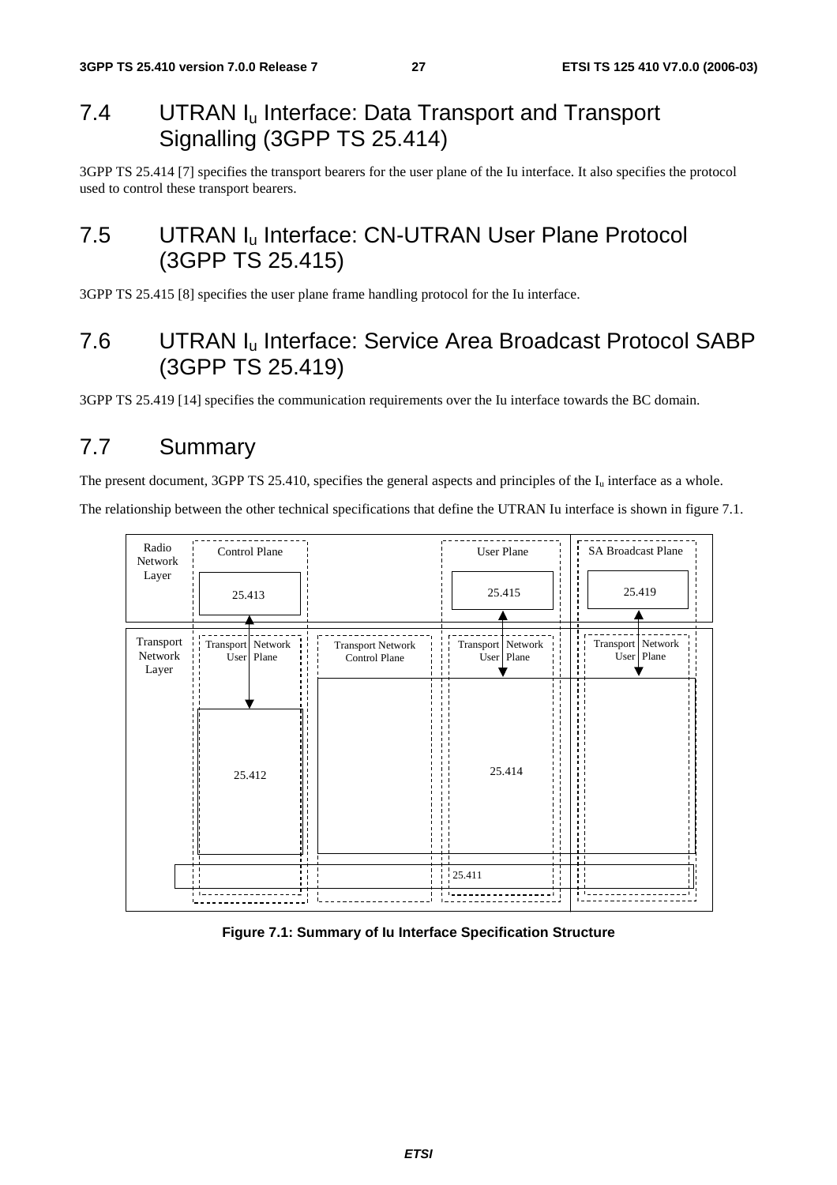## 7.4 UTRAN $I_u$ Interface: Data Transport and Transport Signalling (3GPP TS 25.414)

3GPP TS 25.414 [7] specifies the transport bearers for the user plane of the Iu interface. It also specifies the protocol used to control these transport bearers.

## 7.5 UTRAN $I_u$ Interface: CN-UTRAN User Plane Protocol (3GPP TS 25.415)

3GPP TS 25.415 [8] specifies the user plane frame handling protocol for the Iu interface.

## 7.6 UTRAN $I_u$ Interface: Service Area Broadcast Protocol SABP (3GPP TS 25.419)

3GPP TS 25.419 [14] specifies the communication requirements over the Iu interface towards the BC domain.

## 7.7 Summary

The present document, 3GPP TS 25.410, specifies the general aspects and principles of the $I_u$ interface as a whole.

The relationship between the other technical specifications that define the UTRAN Iu interface is shown in figure 7.1.

| | Control Plane | | User Plane | SA Broadcast Plane |
|---|---|---|---|---|
| Radio Network Layer | 25.413 | | 25.415 | 25.419 |
| Transport Network Layer | Transport Network User Plane | Transport Network Control Plane | Transport Network User Plane | Transport Network User Plane |
| | 25.412 | | 25.414 | 25.414 |
| | 25.411 | 25.411 | 25.411 | 25.411 |

**Figure 7.1: Summary of Iu Interface Specification Structure**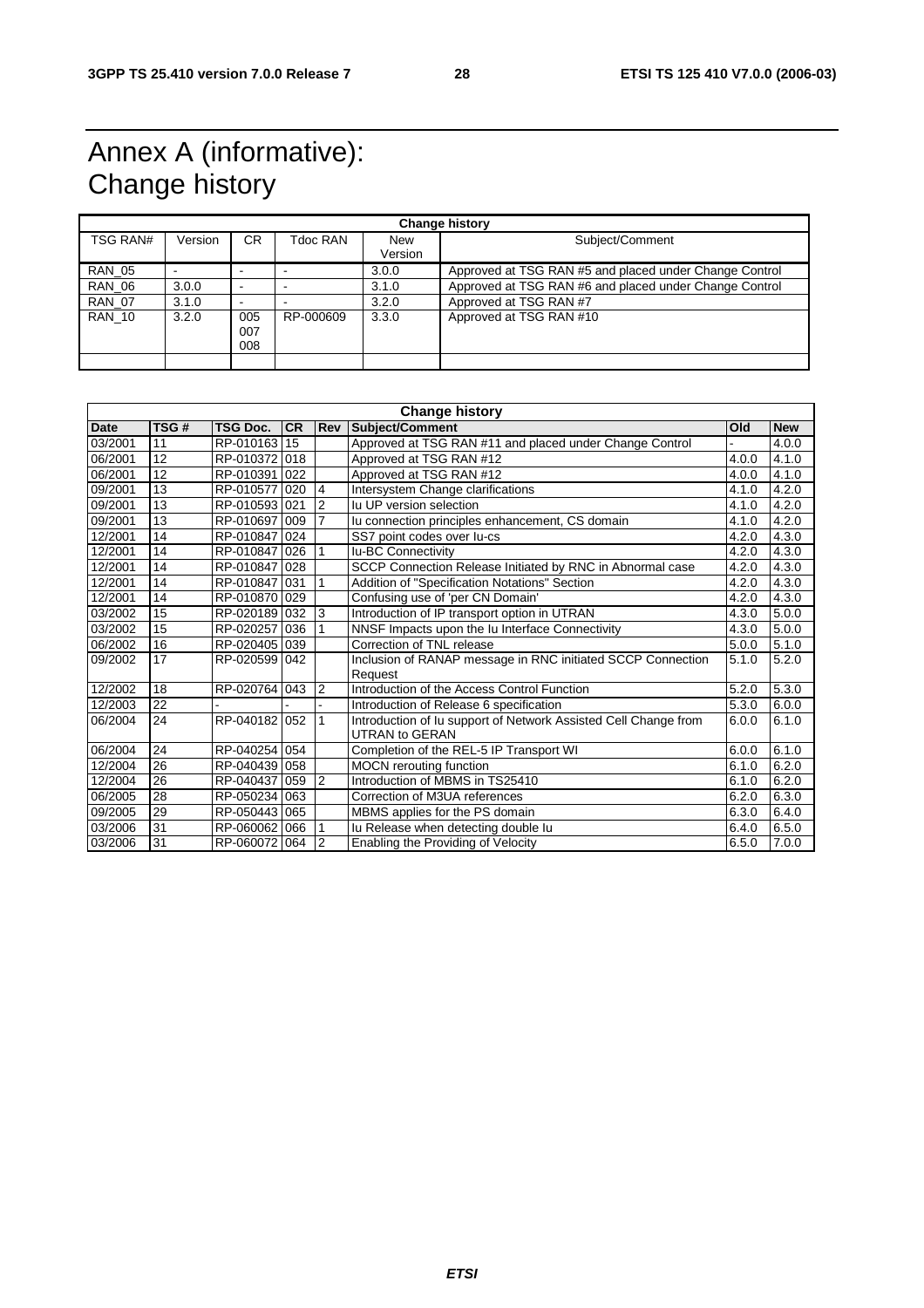# Annex A (informative): Change history

| Change history | | | | | |
|---|---|---|---|---|---|
| TSG RAN# | Version | CR | Tdoc RAN | New Version | Subject/Comment |
| RAN_05 | - | - | - | 3.0.0 | Approved at TSG RAN #5 and placed under Change Control |
| RAN_06 | 3.0.0 | - | - | 3.1.0 | Approved at TSG RAN #6 and placed under Change Control |
| RAN_07 | 3.1.0 | - | - | 3.2.0 | Approved at TSG RAN #7 |
| RAN_10 | 3.2.0 | 005 007 008 | RP-000609 | 3.3.0 | Approved at TSG RAN #10 |
| | | | | | |

| Change history | | | | | | | |
|---|---|---|---|---|---|---|---|
| **Date** | **TSG #** | **TSG Doc.** | **CR** | **Rev** | **Subject/Comment** | **Old** | **New** |
| 03/2001 | 11 | RP-010163 | 15 | | Approved at TSG RAN #11 and placed under Change Control | - | 4.0.0 |
| 06/2001 | 12 | RP-010372 | 018 | | Approved at TSG RAN #12 | 4.0.0 | 4.1.0 |
| 06/2001 | 12 | RP-010391 | 022 | | Approved at TSG RAN #12 | 4.0.0 | 4.1.0 |
| 09/2001 | 13 | RP-010577 | 020 | 4 | Intersystem Change clarifications | 4.1.0 | 4.2.0 |
| 09/2001 | 13 | RP-010593 | 021 | 2 | Iu UP version selection | 4.1.0 | 4.2.0 |
| 09/2001 | 13 | RP-010697 | 009 | 7 | Iu connection principles enhancement, CS domain | 4.1.0 | 4.2.0 |
| 12/2001 | 14 | RP-010847 | 024 | | SS7 point codes over Iu-cs | 4.2.0 | 4.3.0 |
| 12/2001 | 14 | RP-010847 | 026 | 1 | Iu-BC Connectivity | 4.2.0 | 4.3.0 |
| 12/2001 | 14 | RP-010847 | 028 | | SCCP Connection Release Initiated by RNC in Abnormal case | 4.2.0 | 4.3.0 |
| 12/2001 | 14 | RP-010847 | 031 | 1 | Addition of "Specification Notations" Section | 4.2.0 | 4.3.0 |
| 12/2001 | 14 | RP-010870 | 029 | | Confusing use of 'per CN Domain' | 4.2.0 | 4.3.0 |
| 03/2002 | 15 | RP-020189 | 032 | 3 | Introduction of IP transport option in UTRAN | 4.3.0 | 5.0.0 |
| 03/2002 | 15 | RP-020257 | 036 | 1 | NNSF Impacts upon the Iu Interface Connectivity | 4.3.0 | 5.0.0 |
| 06/2002 | 16 | RP-020405 | 039 | | Correction of TNL release | 5.0.0 | 5.1.0 |
| 09/2002 | 17 | RP-020599 | 042 | | Inclusion of RANAP message in RNC initiated SCCP Connection Request | 5.1.0 | 5.2.0 |
| 12/2002 | 18 | RP-020764 | 043 | 2 | Introduction of the Access Control Function | 5.2.0 | 5.3.0 |
| 12/2003 | 22 | - | - | - | Introduction of Release 6 specification | 5.3.0 | 6.0.0 |
| 06/2004 | 24 | RP-040182 | 052 | 1 | Introduction of Iu support of Network Assisted Cell Change from UTRAN to GERAN | 6.0.0 | 6.1.0 |
| 06/2004 | 24 | RP-040254 | 054 | | Completion of the REL-5 IP Transport WI | 6.0.0 | 6.1.0 |
| 12/2004 | 26 | RP-040439 | 058 | | MOCN rerouting function | 6.1.0 | 6.2.0 |
| 12/2004 | 26 | RP-040437 | 059 | 2 | Introduction of MBMS in TS25410 | 6.1.0 | 6.2.0 |
| 06/2005 | 28 | RP-050234 | 063 | | Correction of M3UA references | 6.2.0 | 6.3.0 |
| 09/2005 | 29 | RP-050443 | 065 | | MBMS applies for the PS domain | 6.3.0 | 6.4.0 |
| 03/2006 | 31 | RP-060062 | 066 | 1 | Iu Release when detecting double Iu | 6.4.0 | 6.5.0 |
| 03/2006 | 31 | RP-060072 | 064 | 2 | Enabling the Providing of Velocity | 6.5.0 | 7.0.0 |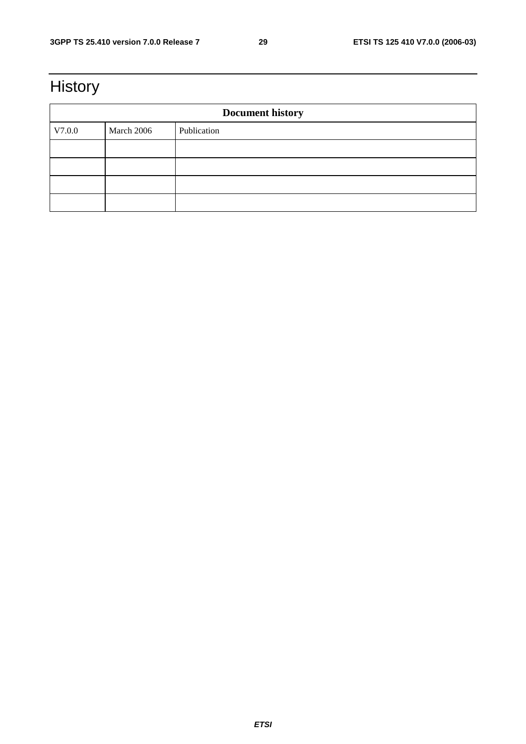# History

| Document history | | |
| --- | --- | --- |
| V7.0.0 | March 2006 | Publication |
| | | |
| | | |
| | | |
| | | |